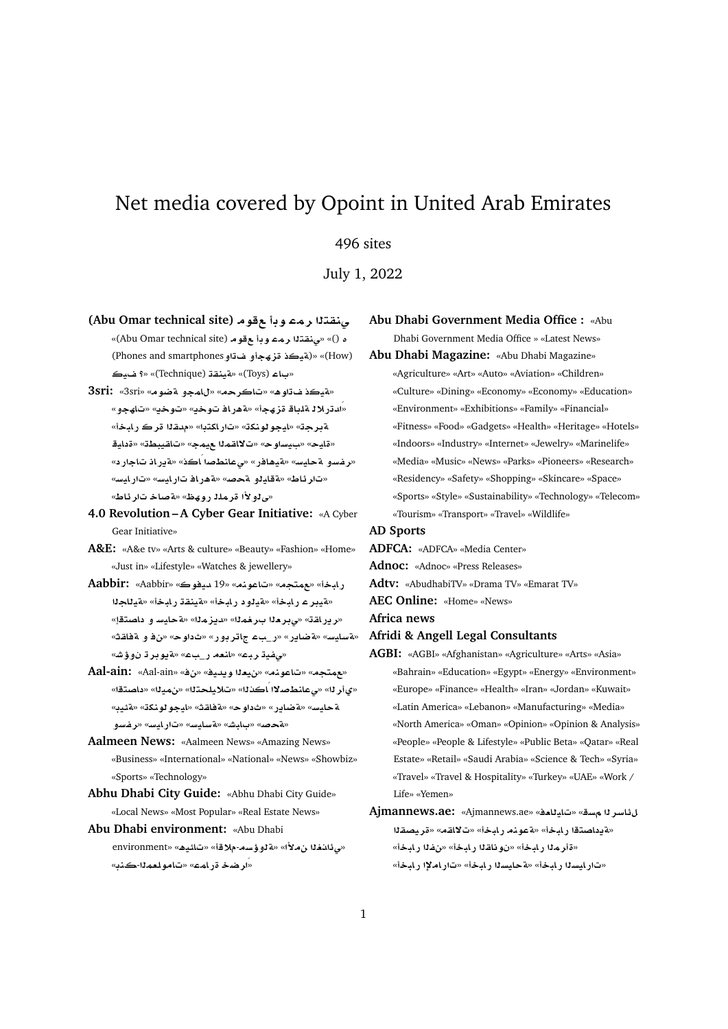# Net media covered by Opoint in United Arab Emirates

496 sites

July 1, 2022

**(Abu Omar technical site) موقع أبو عمر التقني** «(Abu Omar technical site) موقع أبو عمر التقني» «() ه» «(How) (Phones and smartphones هواتف وأجهزة ذكية)» «(Technique) تقنية» «(Toys) ألعاب» «كيف ؟»

**3sri:** «3sri» «موضة هواتف ذكية» «محركات وجمال» «وجهات» «يخوت» «يخوت فارهة» «أجهزة قابلة للارتداء» «أخبار كرة القدم» «ابتكارات» «تكنولوجيا» «تجربة» «دقيقة» «تطبيقات» «جميع المقالات» «حواسيب» «حياة» «دراجات نارية» «ذكاء اصطناعي» «رفاهية» «سياحة وسفر» «سيارات» «سيارات فارهة» «صحة ولياقة» «طائرات» «طائرات خاصة» «ظهور المرة الأولى»

**4.0 Revolution – A Cyber Gear Initiative:** «A Cyber Gear Initiative»

**A&E:** «A&e tv» «Arts & culture» «Beauty» «Fashion» «Home» «Just in» «Lifestyle» «Watches & jewellery»

**Aabbir:** «Aabbir» «كوفيد 19» «منوعات» «مجتمع» «أخبار الجالية» «أخبار تقنية» «أخبار دولية» «أخبار عربية» «اقتصاد و سياحة» «المزيد» «المغرب العربي» «تقارير» «ثقافة و فن» «حوادث» «روبورتاج عبر» «رياضة» «سياسة» «شؤون تربوية» «عبر المنال» «عبر فيديو»

**Aal-ain:** «Aal-ain» «فن» «فيديو العين» «منوعات» «مجتمع» «الرأي» «الذكاء الاصطناعي» «التحليلات» «الميزان» «اقتصاد» «بيئة» «تكنولوجيا» «ثقافة» «حوادث» «رياضة» «سياحة» «سفر وسياحة» «سيارات» «سياسة» «شباب» «صحة»

**Aalmeen News:** «Aalmeen News» «Amazing News» «Business» «International» «National» «News» «Showbiz» «Sports» «Technology»

**Abhu Dhabi City Guide:** «Abhu Dhabi City Guide» «Local News» «Most Popular» «Real Estate News»

**Abu Dhabi environment:** «Abu Dhabi environment» «هيئات» «الأمن الغذائي» «أقلام-مسؤولية» «نبض-المعلومات» «عمارة خضراء»

**Abu Dhabi Government Media Office :** «Abu Dhabi Government Media Office » «Latest News»

**Abu Dhabi Magazine:** «Abu Dhabi Magazine» «Agriculture» «Art» «Auto» «Aviation» «Children» «Culture» «Dining» «Economy» «Economy» «Education» «Environment» «Exhibitions» «Family» «Financial» «Fitness» «Food» «Gadgets» «Health» «Heritage» «Hotels» «Indoors» «Industry» «Internet» «Jewelry» «Marinelife» «Media» «Music» «News» «Parks» «Pioneers» «Research» «Residency» «Safety» «Shopping» «Skincare» «Space» «Sports» «Style» «Sustainability» «Technology» «Telecom» «Tourism» «Transport» «Travel» «Wildlife»

**AD Sports**

**ADFCA:** «ADFCA» «Media Center»

**Adnoc:** «Adnoc» «Press Releases»

**Adtv:** «AbudhabiTV» «Drama TV» «Emarat TV»

**AEC Online:** «Home» «News»

**Africa news**

**Afridi & Angell Legal Consultants**

**AGBI:** «AGBI» «Afghanistan» «Agriculture» «Arts» «Asia» «Bahrain» «Education» «Egypt» «Energy» «Environment» «Europe» «Finance» «Health» «Iran» «Jordan» «Kuwait» «Latin America» «Lebanon» «Manufacturing» «Media» «North America» «Oman» «Opinion» «Opinion & Analysis» «People» «People & Lifestyle» «Public Beta» «Qatar» «Real Estate» «Retail» «Saudi Arabia» «Science & Tech» «Syria» «Travel» «Travel & Hospitality» «Turkey» «UAE» «Work / Life» «Yemen»

**Ajmannews.ae:** «Ajmannews.ae» «فعاليات» «قسم الرسائل» «القصيرة» «مقالات» «أخبار منوعة» «أخبار اقتصادية» «أخبار المرأة» «أخبار الفن» «أخبار القانون» «أخبار الإمارات» «أخبار السياحة» «أخبار السيارات»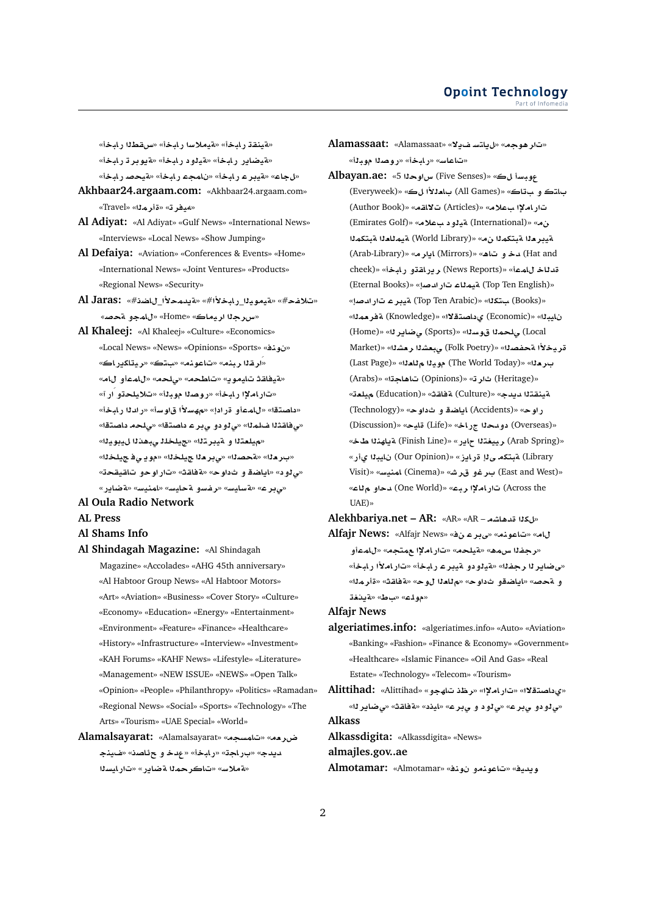«أخبار القطن» «أخبار السلامة» «أخبار التقنية» «أخبار تربوية» «أخبار دولية» «أخبار رياضية» «أخبار صحية» «أخبار مجتمع» «أخبار عربية» «عاجل»

**Akhbaar24.argaam.com:** «Akhbaar24.argaam.com» «Travel» «مرأة» «ترفيه»

**Al Adiyat:** «Al Adiyat» «Gulf News» «International News» «Interviews» «Local News» «Show Jumping»

**Al Defaiya:** «Aviation» «Conferences & Events» «Home» «International News» «Joint Ventures» «Products» «Regional News» «Security»

**Al Jaras:** «#ذا_الأخبار_المحلية» «#أخبار_اليومية» «#فضلات» «حصة وجمال» «Home» «كاريكاتير»

**Al Khaleej:** «Al Khaleej» «Culture» «Economics» «Local News» «News» «Opinions» «Sports» «فنون» «كاريكاتير» «كتب» «منوعات» «نبض القراء» «مال وأعمال» «محلي» «محطات» «يوميات الثقافة» «آراء وتحليلات» «أخبار الإمارات» «أخبار اليوم» «أخبار الدار» «أسواق الأسهم» «إدارة وأعمال» «اقتصاد» «اقتصاد محلي» «اقتصاد عربي ودولي» «الملف الثقافي» «الرياضة» «التذاكر الخليجية» «الأخبار العالمية و التعليم» «الخليج في يوم» «الخليج العربي» «الصحة» «العرب» «تحقيقات وحوارات» «ثقافة» «حوادث و قضايا» «دولي» «رياضة» «سينما» «سياحة وسفر» «سياسة» «عربي»

**Al Oula Radio Network**

**AL Press**

**Al Shams Info**

**Al Shindagah Magazine:** «Al Shindagah Magazine» «Accolades» «AHG 45th anniversary» «Al Habtoor Group News» «Al Habtoor Motors» «Art» «Aviation» «Business» «Cover Story» «Culture» «Economy» «Education» «Energy» «Entertainment» «Environment» «Feature» «Finance» «Healthcare» «History» «Infrastructure» «Interview» «Investment» «KAH Forums» «KAHF News» «Lifestyle» «Literature» «Management» «NEW ISSUE» «NEWS» «Open Talk» «Opinion» «People» «Philanthropy» «Politics» «Ramadan» «Regional News» «Social» «Sports» «Technology» «The Arts» «Tourism» «UAE Special» «World»

**Alamalsayarat:** «Alamalsayarat» «معرض» «مسابقات» «نصائح و خدع» «أخبار» «تجارب» «جديد» «السيارات» «رياضة المحركات» «سلامة»

**Alamassaat:** «Alamassaat» «إيلاف سيارات» «مجوهرات» «أخبار الموضة» «أخبار» «ساعات» «الأخبار»

**Albayan.ae:** «كل أسبوع (Five Senses)» «الحواس 5» (Everyweek)» «كل الألعاب (All Games)» «كتب و كتاب (Author Book)» «مقالات (Articles)» «أعلام الإمارات (Emirates Golf)» «أعلام دولية (International)» «من (World Library)» «المكتبة العالمية» «المكتبة العربية (Arab-Library)» «مرايا (Mirrors)» «هات و خذ (Hat and cheek)» «أخبار وتقارير (News Reports)» «أعمال خالدة (Eternal Books)» «إصدارات عالمية (Top Ten English)» «إصدارات عربية (Top Ten Arabic)» «كتب (Books)» «البيان (Economic)» «الاقتصادي (Knowledge)» «المعرفة (Home)» «الرياضي (Sports)» «السوق المحلي (Local Market)» «الشعر الشعبي (Folk Poetry)» «الصفحة الأخيرة (Last Page)» «العالم اليوم (The World Today)» «العرب (Arabs)» «اتجاهات (Opinions)» «تراث (Heritage)» «تعليم (Education)» «ثقافة (Culture)» «حوادث و قضايا (Accidents)» «حوار (Technology)» «حياة (Life)» «خارج الحدود (Overseas)» «خط النهاية (Finish Line)» «ربيع التغيير (Arab Spring)» «رأي البيان (Our Opinion)» «زيارة إلى مكتبة (Library Visit)» «سينما (Cinema)» «شرق وغرب (East and West)» «عالم واحد (One World)» «عبر الإمارات (Across the UAE)»

**Alekhbariya.net – AR:** «AR» «AR – شاهد الكل»

**Alfajr News:** «Alfajr News» «فن عربي» «منوعات» «مال وأعمال» «مجتمع الإمارات» «محلية» «همس الفجر» «أخبار الأمارات» «أخبار عربية ودولية» «الفجر الرياضي» «المرأة» «الثقافة» «حول العالم» «حوادث وقضايا» «صحة و تغذية» «طب» «علوم»

**Alfajr News**

**algeriatimes.info:** «algeriatimes.info» «Auto» «Aviation» «Banking» «Fashion» «Finance & Economy» «Government» «Healthcare» «Islamic Finance» «Oil And Gas» «Real Estate» «Technology» «Telecom» «Tourism»

**Alittihad:** «Alittihad» «وجهات نظر» «الإمارات» «الاقتصادي» «الرياضي» «الثقافة» «دنيا» «عربي و دولي» «عربي ودولي»

**Alkass**

**Alkassdigita:** «Alkassdigita» «News»

**almajles.gov..ae**

**Almotamar:** «Almotamar» «فنون ومنوعات» «فيديو»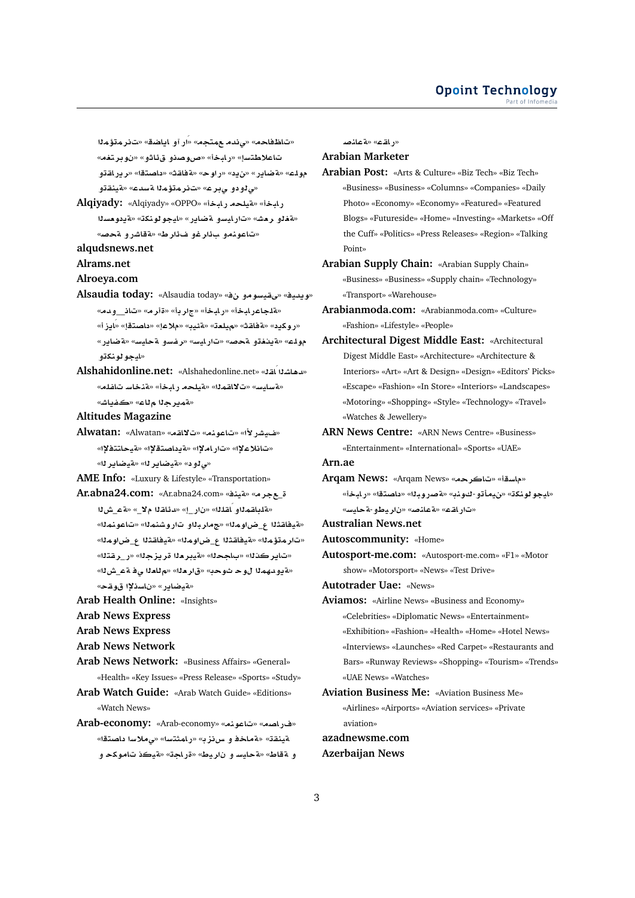«المؤتمرات» «قضايا وآراء» «مجتمع مدني» «محافظات» «مغتربون» «وثائق ونصوص» «أخبار» «استطلاعات وتقارير» «الاقتصاد» «ثقافة» «حوار» «ديني» «رياضة» «علوم وتقنية» «عدسة المؤتمرات» «عربي ودولي»

**Alqiyady:** «Alqiyady» «OPPO» «أخبار محلية» «السعودية» «تكنولوجيا» «رياضة وسيارات» «شعر وغلة» «صحة ورشاقة» «طرائف وغرائب ومنوعات»

**alqudsnews.net**

**Alrams.net**

**Alroeya.com**

**Alsaudia today:** «Alsaudia today» «فن وموسيقى» «فيديو» «مدونـات» «مرأة» «أبراج» «أخبار» «أخبار عاجلة» «أزياء» «إقتصاد» «إعلام» «بيئة» «تعليم» «ثقافة» «ديكور» «رياضة» «سياحة وسفر» «سيارات» «صحة وتقنية» «علوم وتكنولوجيا»

**Alshahidonline.net:** «Alshahedonline.net» «قال الشاهد» «أخبار محلية» «المقالات» «سياسة» «ملفات ساخنة» «شاهد عالم الجريمة» «كشف»

**Altitudes Magazine**

**Alwatan:** «Alwatan» «مقالات» «منوعات» «الأشرف» «الإقتصادية» «الإفتتاحية» «الإمارات» «الإعلانات» «الرياضية» «دولي» «الرياضية»

**AME Info:** «Luxury & Lifestyle» «Transportation»

**Ar.abna24.com:** «Ar.abna24.com» «فنية» «مرجع» «الشرعة» «إيران» «القائد» «الأقلام والمقابلة» «المنوعات» «المنشورات والبرامج» «الموضوعات الثقافية» «الموضوعات الثقافية» «المؤتمرات» «التقرير» «الجزيرة العربية» «الجالية» «الكتابات» «الشيعة في العالم» «الرد حول الشبهات» «المهدوية» «حقوق الإنسان» «رياضية»

**Arab Health Online:** «Insights»

**Arab News Express**

**Arab News Express**

**Arab News Network**

**Arab News Network:** «Business Affairs» «General» «Health» «Key Issues» «Press Release» «Sports» «Study»

**Arab Watch Guide:** «Arab Watch Guide» «Editions» «Watch News»

**Arab-economy:** «Arab-economy» «منوعات» «مصارف» «اقتصاد اسلامي» «استثمار» «بنزين و خدمات» «تقنية» «ساعات ذكية و حكومات» «تجارة» «طيران و سياحة» «طاقة و صناعة» «عقارات»

**Arabian Marketer**

**Arabian Post:** «Arts & Culture» «Biz Tech» «Biz Tech» «Business» «Business» «Columns» «Companies» «Daily Photo» «Economy» «Economy» «Featured» «Featured Blogs» «Futureside» «Home» «Investing» «Markets» «Off the Cuff» «Politics» «Press Releases» «Region» «Talking Point»

**Arabian Supply Chain:** «Arabian Supply Chain» «Business» «Business» «Supply chain» «Technology» «Transport» «Warehouse»

**Arabianmoda.com:** «Arabianmoda.com» «Culture» «Fashion» «Lifestyle» «People»

**Architectural Digest Middle East:** «Architectural Digest Middle East» «Architecture» «Architecture & Interiors» «Art» «Art & Design» «Design» «Editors' Picks» «Escape» «Fashion» «In Store» «Interiors» «Landscapes» «Motoring» «Shopping» «Style» «Technology» «Travel» «Watches & Jewellery»

**ARN News Centre:** «ARN News Centre» «Business» «Entertainment» «International» «Sports» «UAE»

**Arn.ae**

**Arqam News:** «Arqam News» «حركات» «أقسام» «أخبار» «اقتصاد» «البورصة» «بنوك-وتأمين» «تكنولوجيا» «سياحة-وطيران» «صناعة» «عقارات»

**Australian News.net**

**Autoscommunity:** «Home»

**Autosport-me.com:** «Autosport-me.com» «F1» «Motor show» «Motorsport» «News» «Test Drive»

**Autotrader Uae:** «News»

**Aviamos:** «Airline News» «Business and Economy» «Celebrities» «Diplomatic News» «Entertainment» «Exhibition» «Fashion» «Health» «Home» «Hotel News» «Interviews» «Launches» «Red Carpet» «Restaurants and Bars» «Runway Reviews» «Shopping» «Tourism» «Trends» «UAE News» «Watches»

**Aviation Business Me:** «Aviation Business Me» «Airlines» «Airports» «Aviation services» «Private aviation»

**azadnewsme.com**

**Azerbaijan News**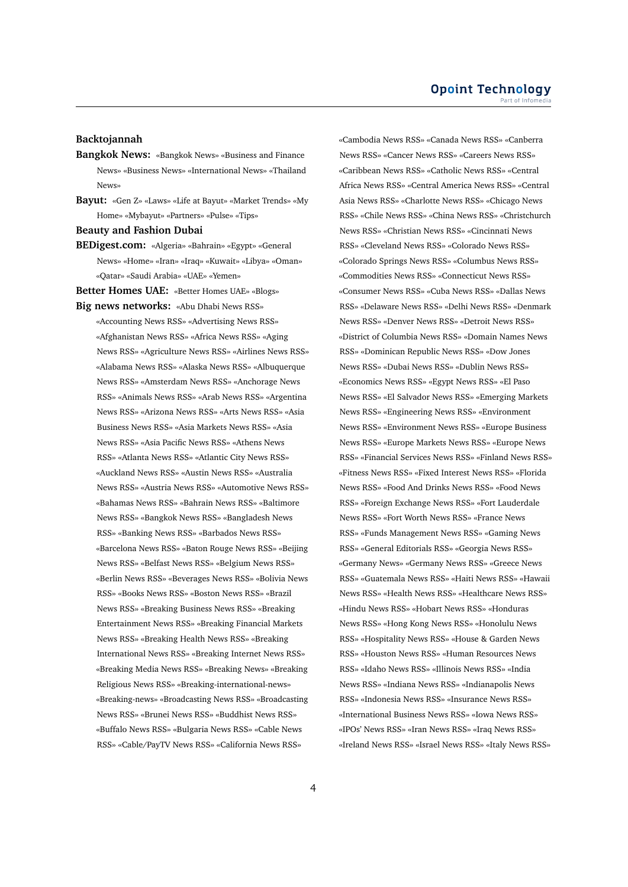**Backtojannah**

**Bangkok News:** «Bangkok News» «Business and Finance News» «Business News» «International News» «Thailand News»

**Bayut:** «Gen Z» «Laws» «Life at Bayut» «Market Trends» «My Home» «Mybayut» «Partners» «Pulse» «Tips»

**Beauty and Fashion Dubai**

**BEDigest.com:** «Algeria» «Bahrain» «Egypt» «General News» «Home» «Iran» «Iraq» «Kuwait» «Libya» «Oman» «Qatar» «Saudi Arabia» «UAE» «Yemen»

**Better Homes UAE:** «Better Homes UAE» «Blogs»

**Big news networks:** «Abu Dhabi News RSS» «Accounting News RSS» «Advertising News RSS» «Afghanistan News RSS» «Africa News RSS» «Aging News RSS» «Agriculture News RSS» «Airlines News RSS» «Alabama News RSS» «Alaska News RSS» «Albuquerque News RSS» «Amsterdam News RSS» «Anchorage News RSS» «Animals News RSS» «Arab News RSS» «Argentina News RSS» «Arizona News RSS» «Arts News RSS» «Asia Business News RSS» «Asia Markets News RSS» «Asia News RSS» «Asia Pacific News RSS» «Athens News RSS» «Atlanta News RSS» «Atlantic City News RSS» «Auckland News RSS» «Austin News RSS» «Australia News RSS» «Austria News RSS» «Automotive News RSS» «Bahamas News RSS» «Bahrain News RSS» «Baltimore News RSS» «Bangkok News RSS» «Bangladesh News RSS» «Banking News RSS» «Barbados News RSS» «Barcelona News RSS» «Baton Rouge News RSS» «Beijing News RSS» «Belfast News RSS» «Belgium News RSS» «Berlin News RSS» «Beverages News RSS» «Bolivia News RSS» «Books News RSS» «Boston News RSS» «Brazil News RSS» «Breaking Business News RSS» «Breaking Entertainment News RSS» «Breaking Financial Markets News RSS» «Breaking Health News RSS» «Breaking International News RSS» «Breaking Internet News RSS» «Breaking Media News RSS» «Breaking News» «Breaking Religious News RSS» «Breaking-international-news» «Breaking-news» «Broadcasting News RSS» «Broadcasting News RSS» «Brunei News RSS» «Buddhist News RSS» «Buffalo News RSS» «Bulgaria News RSS» «Cable News RSS» «Cable/PayTV News RSS» «California News RSS» «Cambodia News RSS» «Canada News RSS» «Canberra News RSS» «Cancer News RSS» «Careers News RSS» «Caribbean News RSS» «Catholic News RSS» «Central Africa News RSS» «Central America News RSS» «Central Asia News RSS» «Charlotte News RSS» «Chicago News RSS» «Chile News RSS» «China News RSS» «Christchurch News RSS» «Christian News RSS» «Cincinnati News RSS» «Cleveland News RSS» «Colorado News RSS» «Colorado Springs News RSS» «Columbus News RSS» «Commodities News RSS» «Connecticut News RSS» «Consumer News RSS» «Cuba News RSS» «Dallas News RSS» «Delaware News RSS» «Delhi News RSS» «Denmark News RSS» «Denver News RSS» «Detroit News RSS» «District of Columbia News RSS» «Domain Names News RSS» «Dominican Republic News RSS» «Dow Jones News RSS» «Dubai News RSS» «Dublin News RSS» «Economics News RSS» «Egypt News RSS» «El Paso News RSS» «El Salvador News RSS» «Emerging Markets News RSS» «Engineering News RSS» «Environment News RSS» «Environment News RSS» «Europe Business News RSS» «Europe Markets News RSS» «Europe News RSS» «Financial Services News RSS» «Finland News RSS» «Fitness News RSS» «Fixed Interest News RSS» «Florida News RSS» «Food And Drinks News RSS» «Food News RSS» «Foreign Exchange News RSS» «Fort Lauderdale News RSS» «Fort Worth News RSS» «France News RSS» «Funds Management News RSS» «Gaming News RSS» «General Editorials RSS» «Georgia News RSS» «Germany News» «Germany News RSS» «Greece News RSS» «Guatemala News RSS» «Haiti News RSS» «Hawaii News RSS» «Health News RSS» «Healthcare News RSS» «Hindu News RSS» «Hobart News RSS» «Honduras News RSS» «Hong Kong News RSS» «Honolulu News RSS» «Hospitality News RSS» «House & Garden News RSS» «Houston News RSS» «Human Resources News RSS» «Idaho News RSS» «Illinois News RSS» «India News RSS» «Indiana News RSS» «Indianapolis News RSS» «Indonesia News RSS» «Insurance News RSS» «International Business News RSS» «Iowa News RSS» «IPOs' News RSS» «Iran News RSS» «Iraq News RSS» «Ireland News RSS» «Israel News RSS» «Italy News RSS»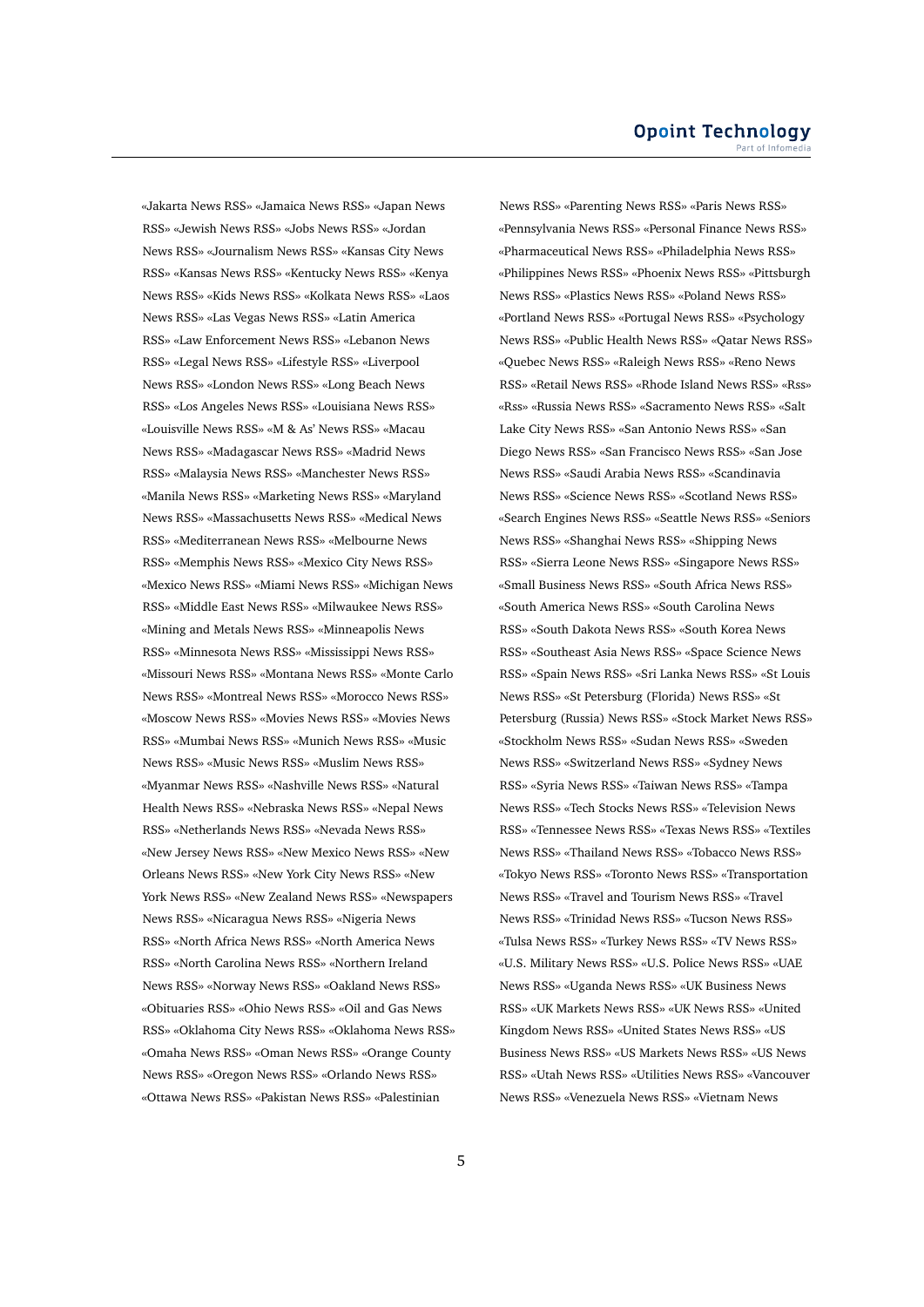«Jakarta News RSS» «Jamaica News RSS» «Japan News RSS» «Jewish News RSS» «Jobs News RSS» «Jordan News RSS» «Journalism News RSS» «Kansas City News RSS» «Kansas News RSS» «Kentucky News RSS» «Kenya News RSS» «Kids News RSS» «Kolkata News RSS» «Laos News RSS» «Las Vegas News RSS» «Latin America RSS» «Law Enforcement News RSS» «Lebanon News RSS» «Legal News RSS» «Lifestyle RSS» «Liverpool News RSS» «London News RSS» «Long Beach News RSS» «Los Angeles News RSS» «Louisiana News RSS» «Louisville News RSS» «M & As' News RSS» «Macau News RSS» «Madagascar News RSS» «Madrid News RSS» «Malaysia News RSS» «Manchester News RSS» «Manila News RSS» «Marketing News RSS» «Maryland News RSS» «Massachusetts News RSS» «Medical News RSS» «Mediterranean News RSS» «Melbourne News RSS» «Memphis News RSS» «Mexico City News RSS» «Mexico News RSS» «Miami News RSS» «Michigan News RSS» «Middle East News RSS» «Milwaukee News RSS» «Mining and Metals News RSS» «Minneapolis News RSS» «Minnesota News RSS» «Mississippi News RSS» «Missouri News RSS» «Montana News RSS» «Monte Carlo News RSS» «Montreal News RSS» «Morocco News RSS» «Moscow News RSS» «Movies News RSS» «Movies News RSS» «Mumbai News RSS» «Munich News RSS» «Music News RSS» «Music News RSS» «Muslim News RSS» «Myanmar News RSS» «Nashville News RSS» «Natural Health News RSS» «Nebraska News RSS» «Nepal News RSS» «Netherlands News RSS» «Nevada News RSS» «New Jersey News RSS» «New Mexico News RSS» «New Orleans News RSS» «New York City News RSS» «New York News RSS» «New Zealand News RSS» «Newspapers News RSS» «Nicaragua News RSS» «Nigeria News RSS» «North Africa News RSS» «North America News RSS» «North Carolina News RSS» «Northern Ireland News RSS» «Norway News RSS» «Oakland News RSS» «Obituaries RSS» «Ohio News RSS» «Oil and Gas News RSS» «Oklahoma City News RSS» «Oklahoma News RSS» «Omaha News RSS» «Oman News RSS» «Orange County News RSS» «Oregon News RSS» «Orlando News RSS» «Ottawa News RSS» «Pakistan News RSS» «Palestinian News RSS» «Parenting News RSS» «Paris News RSS» «Pennsylvania News RSS» «Personal Finance News RSS» «Pharmaceutical News RSS» «Philadelphia News RSS» «Philippines News RSS» «Phoenix News RSS» «Pittsburgh News RSS» «Plastics News RSS» «Poland News RSS» «Portland News RSS» «Portugal News RSS» «Psychology News RSS» «Public Health News RSS» «Qatar News RSS» «Quebec News RSS» «Raleigh News RSS» «Reno News RSS» «Retail News RSS» «Rhode Island News RSS» «Rss» «Rss» «Russia News RSS» «Sacramento News RSS» «Salt Lake City News RSS» «San Antonio News RSS» «San Diego News RSS» «San Francisco News RSS» «San Jose News RSS» «Saudi Arabia News RSS» «Scandinavia News RSS» «Science News RSS» «Scotland News RSS» «Search Engines News RSS» «Seattle News RSS» «Seniors News RSS» «Shanghai News RSS» «Shipping News RSS» «Sierra Leone News RSS» «Singapore News RSS» «Small Business News RSS» «South Africa News RSS» «South America News RSS» «South Carolina News RSS» «South Dakota News RSS» «South Korea News RSS» «Southeast Asia News RSS» «Space Science News RSS» «Spain News RSS» «Sri Lanka News RSS» «St Louis News RSS» «St Petersburg (Florida) News RSS» «St Petersburg (Russia) News RSS» «Stock Market News RSS» «Stockholm News RSS» «Sudan News RSS» «Sweden News RSS» «Switzerland News RSS» «Sydney News RSS» «Syria News RSS» «Taiwan News RSS» «Tampa News RSS» «Tech Stocks News RSS» «Television News RSS» «Tennessee News RSS» «Texas News RSS» «Textiles News RSS» «Thailand News RSS» «Tobacco News RSS» «Tokyo News RSS» «Toronto News RSS» «Transportation News RSS» «Travel and Tourism News RSS» «Travel News RSS» «Trinidad News RSS» «Tucson News RSS» «Tulsa News RSS» «Turkey News RSS» «TV News RSS» «U.S. Military News RSS» «U.S. Police News RSS» «UAE News RSS» «Uganda News RSS» «UK Business News RSS» «UK Markets News RSS» «UK News RSS» «United Kingdom News RSS» «United States News RSS» «US Business News RSS» «US Markets News RSS» «US News RSS» «Utah News RSS» «Utilities News RSS» «Vancouver News RSS» «Venezuela News RSS» «Vietnam News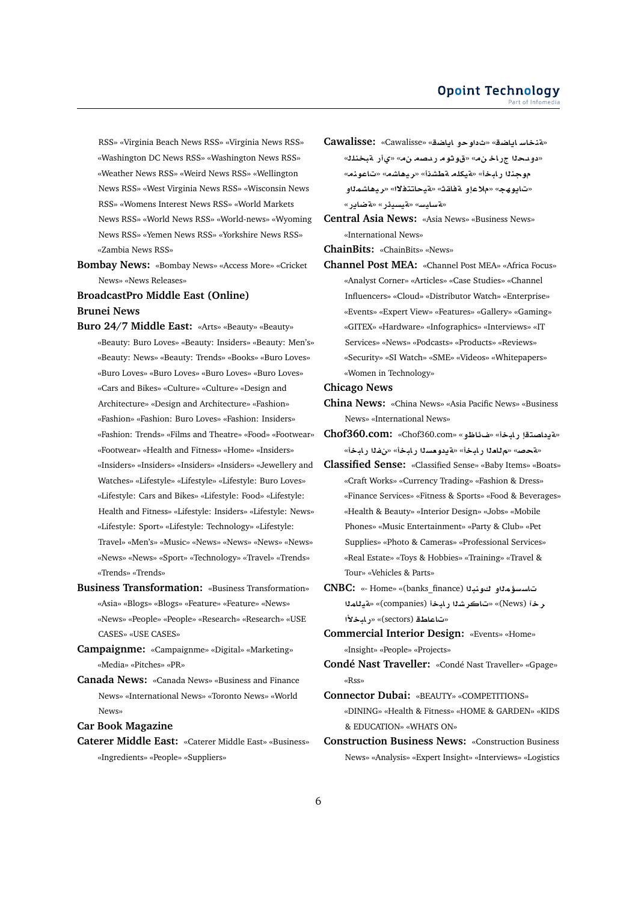RSS» «Virginia Beach News RSS» «Virginia News RSS» «Washington DC News RSS» «Washington News RSS» «Weather News RSS» «Weird News RSS» «Wellington News RSS» «West Virginia News RSS» «Wisconsin News RSS» «Womens Interest News RSS» «World Markets News RSS» «World News RSS» «World-news» «Wyoming News RSS» «Yemen News RSS» «Yorkshire News RSS» «Zambia News RSS»

**Bombay News:** «Bombay News» «Access More» «Cricket News» «News Releases»

**BroadcastPro Middle East (Online)**

**Brunei News**

**Buro 24/7 Middle East:** «Arts» «Beauty» «Beauty» «Beauty: Buro Loves» «Beauty: Insiders» «Beauty: Men's» «Beauty: News» «Beauty: Trends» «Books» «Buro Loves» «Buro Loves» «Buro Loves» «Buro Loves» «Buro Loves» «Cars and Bikes» «Culture» «Culture» «Design and Architecture» «Design and Architecture» «Fashion» «Fashion» «Fashion: Buro Loves» «Fashion: Insiders» «Fashion: Trends» «Films and Theatre» «Food» «Footwear» «Footwear» «Health and Fitness» «Home» «Insiders» «Insiders» «Insiders» «Insiders» «Insiders» «Jewellery and Watches» «Lifestyle» «Lifestyle» «Lifestyle: Buro Loves» «Lifestyle: Cars and Bikes» «Lifestyle: Food» «Lifestyle: Health and Fitness» «Lifestyle: Insiders» «Lifestyle: News» «Lifestyle: Sport» «Lifestyle: Technology» «Lifestyle: Travel» «Men's» «Music» «News» «News» «News» «News» «News» «News» «Sport» «Technology» «Travel» «Trends» «Trends» «Trends»

**Business Transformation:** «Business Transformation» «Asia» «Blogs» «Blogs» «Feature» «Feature» «News» «News» «People» «People» «Research» «Research» «USE CASES» «USE CASES»

**Campaignme:** «Campaignme» «Digital» «Marketing» «Media» «Pitches» «PR»

**Canada News:** «Canada News» «Business and Finance News» «International News» «Toronto News» «World News»

**Car Book Magazine**

**Caterer Middle East:** «Caterer Middle East» «Business» «Ingredients» «People» «Suppliers»

**Cawalisse:** «Cawalisse» «ثداوحو اياضق» «ةنخاس اياضق» «دوسلا جراخ نم» «قوثوم ردصم نم» «يأر ةبخنلا» «موجنلا رابخأ» «ةيكلم ةطشنأ» «ريهاشم» «تاعونم» «تايوهج» «ملاعاو ةفاقث» «ةيحاتتفلاا» «ريهاشملاو» «ةسايس» «ةيسيئر» «ةضاير»

**Central Asia News:** «Asia News» «Business News» «International News»

**ChainBits:** «ChainBits» «News»

**Channel Post MEA:** «Channel Post MEA» «Africa Focus» «Analyst Corner» «Articles» «Case Studies» «Channel Influencers» «Cloud» «Distributor Watch» «Enterprise» «Events» «Expert View» «Features» «Gallery» «Gaming» «GITEX» «Hardware» «Infographics» «Interviews» «IT Services» «News» «Podcasts» «Products» «Reviews» «Security» «SI Watch» «SME» «Videos» «Whitepapers» «Women in Technology»

**Chicago News**

**China News:** «China News» «Asia Pacific News» «Business News» «International News»

**Chof360.com:** «Chof360.com» «فئاظو رابخأ» «ةيداصتقإ رابخأ» «ةحصه» «ملاعلا رابخأ» «ةيدوعسلا رابخأ» «نفلا رابخأ»

**Classified Sense:** «Classified Sense» «Baby Items» «Boats» «Craft Works» «Currency Trading» «Fashion & Dress» «Finance Services» «Fitness & Sports» «Food & Beverages» «Health & Beauty» «Interior Design» «Jobs» «Mobile Phones» «Music Entertainment» «Party & Club» «Pet Supplies» «Photo & Cameras» «Professional Services» «Real Estate» «Toys & Hobbies» «Training» «Travel & Tour» «Vehicles & Parts»

**CNBC:** «- Home» «(banks_finance) كونبلا تاسسؤملاو» «(News) رخآ» «(companies) تاكرشلا رابخأ» «ةيلاملا» «(sectors) تاعاطقلا» «رابخلأا»

**Commercial Interior Design:** «Events» «Home» «Insight» «People» «Projects»

**Condé Nast Traveller:** «Condé Nast Traveller» «Gpage» «Rss»

**Connector Dubai:** «BEAUTY» «COMPETITIONS» «DINING» «Health & Fitness» «HOME & GARDEN» «KIDS & EDUCATION» «WHATS ON»

**Construction Business News:** «Construction Business News» «Analysis» «Expert Insight» «Interviews» «Logistics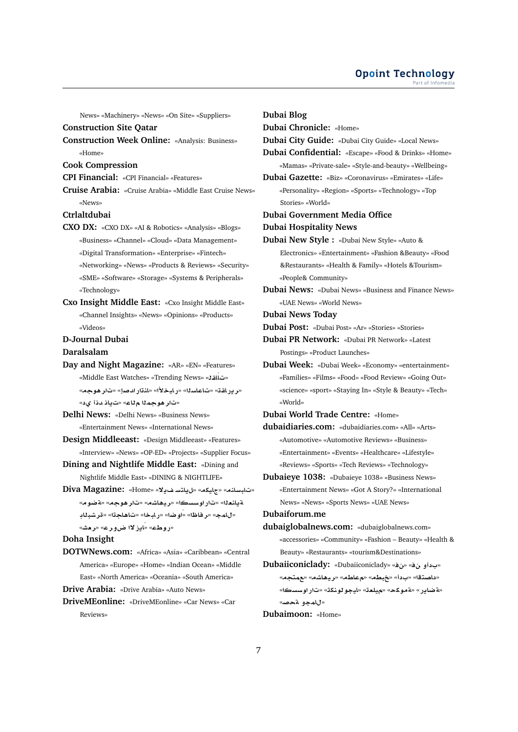News» «Machinery» «News» «On Site» «Suppliers»

**Construction Site Qatar**

**Construction Week Online:** «Analysis: Business» «Home»

**Cook Compression**

**CPI Financial:** «CPI Financial» «Features»

**Cruise Arabia:** «Cruise Arabia» «Middle East Cruise News» «News»

**Ctrlaltdubai**

**CXO DX:** «CXO DX» «AI & Robotics» «Analysis» «Blogs» «Business» «Channel» «Cloud» «Data Management» «Digital Transformation» «Enterprise» «Fintech» «Networking» «News» «Products & Reviews» «Security» «SME» «Software» «Storage» «Systems & Peripherals» «Technology»

**Cxo Insight Middle East:** «Cxo Insight Middle East» «Channel Insights» «News» «Opinions» «Products» «Videos»

**D-Journal Dubai**

**Daralsalam**

**Day and Night Magazine:** «AR» «EN» «Features» «Middle East Watches» «Trending News» «تلاقات» «تقارير» «الساعات» «الأخبار» «إصدارات» «مجوهرات» «دي آند نايت» «عالم المجوهرات»

**Delhi News:** «Delhi News» «Business News» «Entertainment News» «International News»

**Design Middleeast:** «Design Middleeast» «Features» «Interview» «News» «OP-ED» «Projects» «Supplier Focus»

**Dining and Nightlife Middle East:** «Dining and Nightlife Middle East» «DINING & NIGHTLIFE»

**Diva Magazine:** «Home» «الإطفال تسلية» «مكياج» «مناسبات» «العناية» «اكسسوارات» «مشاهير» «مجوهرات» «موضة» «بالبشرة» «اتجاهات» «أخبار» «أزياء» «نظافة» «جمال» «عروض الأزياء» «عطور» «شعر»

**Doha Insight**

**DOTWNews.com:** «Africa» «Asia» «Caribbean» «Central America» «Europe» «Home» «Indian Ocean» «Middle East» «North America» «Oceania» «South America»

**Drive Arabia:** «Drive Arabia» «Auto News»

**DriveMEonline:** «DriveMEonline» «Car News» «Car Reviews»

**Dubai Blog**

**Dubai Chronicle:** «Home»

**Dubai City Guide:** «Dubai City Guide» «Local News»

**Dubai Confidential:** «Escape» «Food & Drinks» «Home» «Mamas» «Private-sale» «Style-and-beauty» «Wellbeing»

**Dubai Gazette:** «Biz» «Coronavirus» «Emirates» «Life» «Personality» «Region» «Sports» «Technology» «Top Stories» «World»

**Dubai Government Media Office**

**Dubai Hospitality News**

**Dubai New Style :** «Dubai New Style» «Auto & Electronics» «Entertainment» «Fashion &Beauty» «Food &Restaurants» «Health & Family» «Hotels &Tourism» «People& Community»

**Dubai News:** «Dubai News» «Business and Finance News» «UAE News» «World News»

**Dubai News Today**

**Dubai Post:** «Dubai Post» «Ar» «Stories» «Stories»

**Dubai PR Network:** «Dubai PR Network» «Latest Postings» «Product Launches»

**Dubai Week:** «Dubai Week» «Economy» «entertainment» «Families» «Films» «Food» «Food Review» «Going Out» «science» «sport» «Staying In» «Style & Beauty» «Tech» «World»

**Dubai World Trade Centre:** «Home»

**dubaidiaries.com:** «dubaidiaries.com» «All» «Arts» «Automotive» «Automotive Reviews» «Business» «Entertainment» «Events» «Healthcare» «Lifestyle» «Reviews» «Sports» «Tech Reviews» «Technology»

**Dubaieye 1038:** «Dubaieye 1038» «Business News» «Entertainment News» «Got A Story?» «International News» «News» «Sports News» «UAE News»

**Dubaiforum.me**

**dubaiglobalnews.com:** «dubaiglobalnews.com» «accessories» «Community» «Fashion – Beauty» «Health & Beauty» «Restaurants» «tourism&Destinations»

**Dubaiiconiclady:** «Dubaiiconiclady» «فن» «فن وأدب» «مجتمع» «مشاهير» «مطاعم» «مطبخ» «أدب» «اقتصاد» «اكسسوارات» «تكنولوجيا» «تعليم» «حكومة» «رياضة» «صحة وجمال»

**Dubaimoon:** «Home»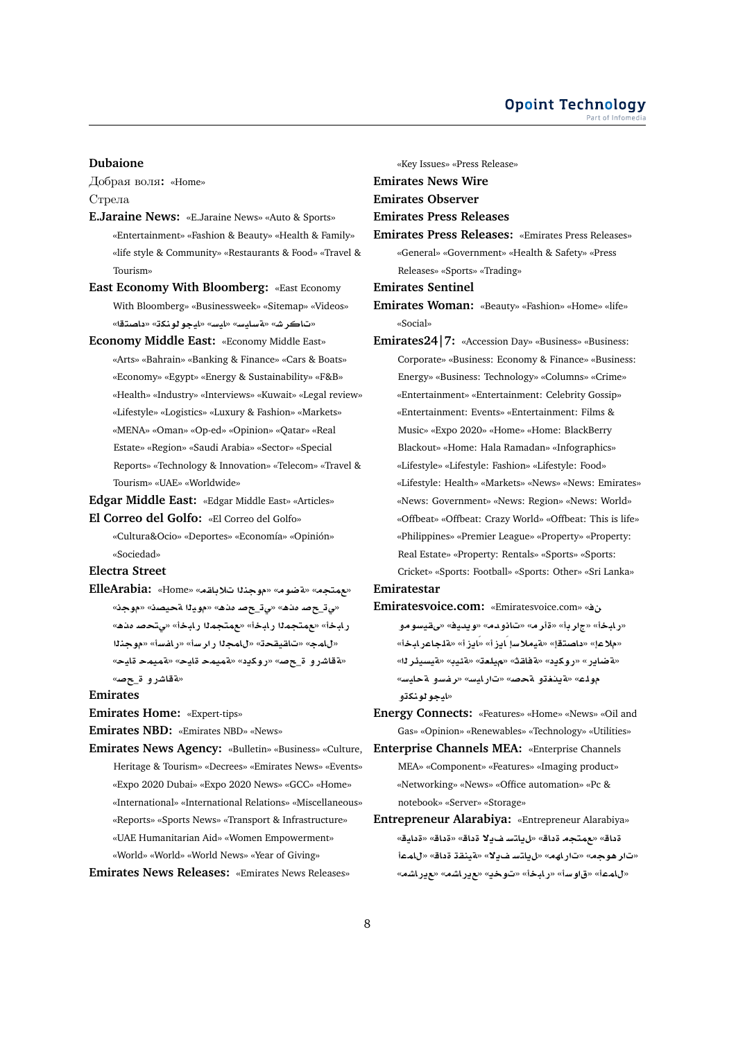**Dubaione**

Добрая воля**:** «Home»

Стрела

**E.Jaraine News:** «E.Jaraine News» «Auto & Sports» «Entertainment» «Fashion & Beauty» «Health & Family» «life style & Community» «Restaurants & Food» «Travel & Tourism»

**East Economy With Bloomberg:** «East Economy With Bloomberg» «Businessweek» «Sitemap» «Videos» «تاكرش» «ةسايس» «ايجولونكت» «داصتقا»

**Economy Middle East:** «Economy Middle East» «Arts» «Bahrain» «Banking & Finance» «Cars & Boats» «Economy» «Egypt» «Energy & Sustainability» «F&B» «Health» «Industry» «Interviews» «Kuwait» «Legal review» «Lifestyle» «Logistics» «Luxury & Fashion» «Markets» «MENA» «Oman» «Op-ed» «Opinion» «Qatar» «Real Estate» «Region» «Saudi Arabia» «Sector» «Special Reports» «Technology & Innovation» «Telecom» «Travel & Tourism» «UAE» «Worldwide»

**Edgar Middle East:** «Edgar Middle East» «Articles»

**El Correo del Golfo:** «El Correo del Golfo» «Cultura&Ocio» «Deportes» «Economía» «Opinión» «Sociedad»

**Electra Street**

**ElleArabia:** «Home» «عمتجم» «ةضوم» «موجنلا تلاباقم» «يتحص هذه» «يتحص هذه» «مويلا ةحيصن» «موجن» «رابخأ» «عمتجملا رابخأ» «يتحص هذه» «لامج» «تاقيقحت» «لامجلا رارسأ» «رافسأ» «موجنلا» «ةقاشرو ةحص» «روكيد» «ةميمح ةايح» «ةميمح ةايح» «ةقاشرو ةحص»

**Emirates**

**Emirates Home:** «Expert-tips»

**Emirates NBD:** «Emirates NBD» «News»

**Emirates News Agency:** «Bulletin» «Business» «Culture, Heritage & Tourism» «Decrees» «Emirates News» «Events» «Expo 2020 Dubai» «Expo 2020 News» «GCC» «Home» «International» «International Relations» «Miscellaneous» «Reports» «Sports News» «Transport & Infrastructure» «UAE Humanitarian Aid» «Women Empowerment» «World» «World» «World News» «Year of Giving»

**Emirates News Releases:** «Emirates News Releases» «Key Issues» «Press Release»

**Emirates News Wire**

**Emirates Observer**

**Emirates Press Releases**

**Emirates Press Releases:** «Emirates Press Releases» «General» «Government» «Health & Safety» «Press Releases» «Sports» «Trading»

**Emirates Sentinel**

**Emirates Woman:** «Beauty» «Fashion» «Home» «life» «Social»

**Emirates24|7:** «Accession Day» «Business» «Business: Corporate» «Business: Economy & Finance» «Business: Energy» «Business: Technology» «Columns» «Crime» «Entertainment» «Entertainment: Celebrity Gossip» «Entertainment: Events» «Entertainment: Films & Music» «Expo 2020» «Home» «Home: BlackBerry Blackout» «Home: Hala Ramadan» «Infographics» «Lifestyle» «Lifestyle: Fashion» «Lifestyle: Food» «Lifestyle: Health» «Markets» «News» «News: Emirates» «News: Government» «News: Region» «News: World» «Offbeat» «Offbeat: Crazy World» «Offbeat: This is life» «Philippines» «Premier League» «Property» «Property: Real Estate» «Property: Rentals» «Sports» «Sports: Cricket» «Sports: Football» «Sports: Other» «Sri Lanka»

**Emiratestar**

**Emiratesvoice.com:** «Emiratesvoice.com» «نف» «رابخأ» «جاربأ» «ةأرم» «تانودم» «وييديف» «ىقيسومو» «ملاعإ» «داصتقإ» «ةيملاسإ ايإز» «ايزأ» «ةلجاعرابخأ» «ةضاير» «روكيد» «ةفاقث» «ميلعت» «ةئيبو» «ةيسيئرلا» «مولع» «ةيذغتو ةحص» «تارايس» «رفسو ةحايس» «ايجولونكتو»

**Energy Connects:** «Features» «Home» «News» «Oil and Gas» «Opinion» «Renewables» «Technology» «Utilities»

**Enterprise Channels MEA:** «Enterprise Channels MEA» «Component» «Features» «Imaging product» «Networking» «News» «Office automation» «Pc & notebook» «Server» «Storage»

**Entrepreneur Alarabiya:** «Entrepreneur Alarabiya» «ةداق» «عمتجم ةداق» «ةداق» «ليابتس فيلا ةداق» «ةداق» «ةدايق» «تارهوجم» «تاراهم» «ليابتس فيلا» «ةينقت ةداق» «ةداق» «لامعأ» «لامعأ» «قاوسأ» «رابخأ» «تيوخي» «عيراشم» «عيراشم»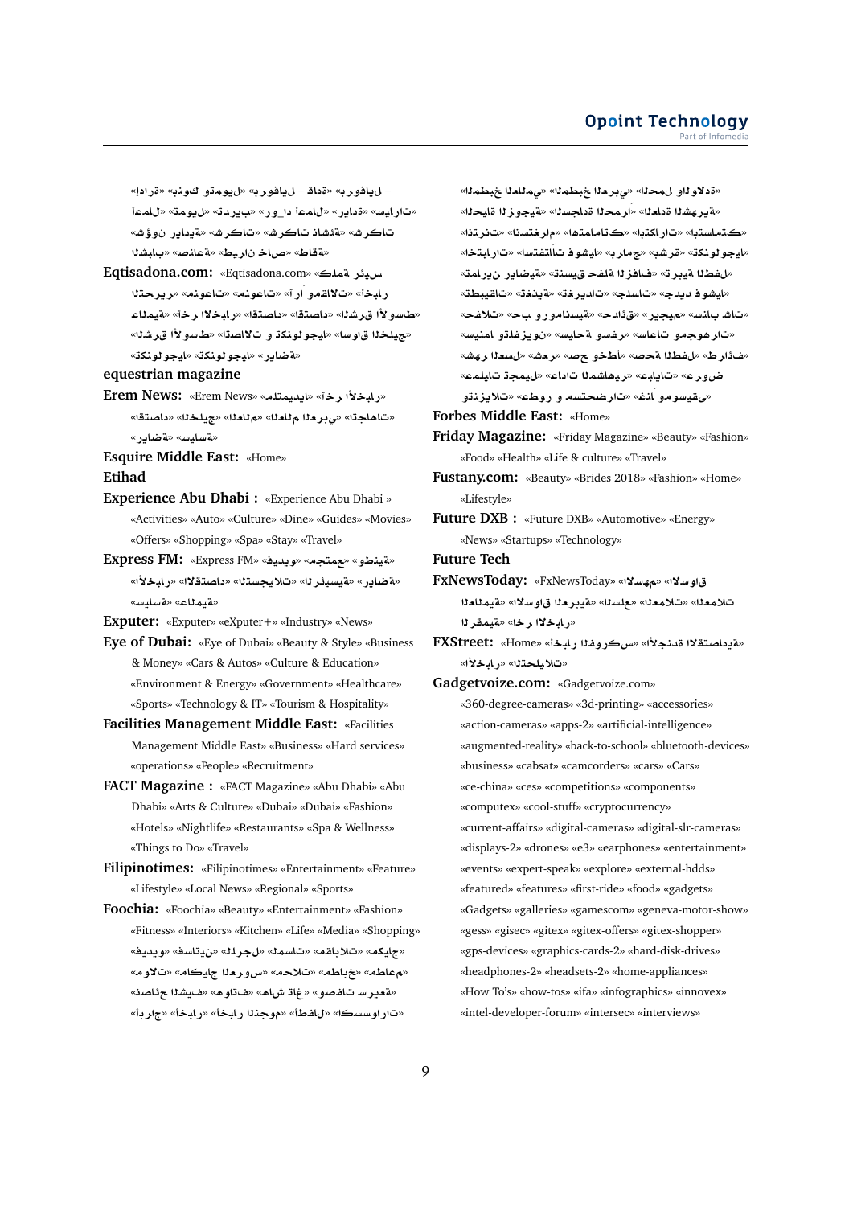– ليافوربـ» «ةداق – ليافوربـ» «ليومتو كونبـ» «ةرادإ» «تارايس» «ةدايرـ» «لامعأ داورـ» «بيردتـ» «ليومتـ» «لامعأ تاكرشـ» «ةئشان تاكرشـ» «تاكرشـ» «ةيداير نوؤشـ» «ةقاطـ» «صراخ ناريطـ» «ةعانصـ» «بابشلا

**Eqtisadona.com:** «Eqtisadona.com» «سيئر ةملكـ» «رابخأـ» «تلااقمو ءارآـ» «تاعونمـ» «تاعونمـ» «ريرحتلا «طسولأا قرشلاـ» «داصتقاـ» «داصتقاـ» «رابخلأا رخآـ» «ةيملاع «جيلخلا قاوسأـ» «ايجولونكتو تلااصتاـ» «طسولأا قرشلاـ» «ةضايرـ» «ايجولونكتـ» «ايجولونكتـ»

**equestrian magazine**

**Erem News:** «Erem News» «ايديمتلمـ» «رابخلأا رخآـ» «تاهاجتاـ» «يبرعلا ملاعلاـ» «ملاعلاـ» «جيلخلاـ» «داصتقاـ» «ةضايرـ» «ةسايسـ»

**Esquire Middle East:** «Home»

**Etihad**

**Experience Abu Dhabi :** «Experience Abu Dhabi» «Activities» «Auto» «Culture» «Dine» «Guides» «Movies» «Offers» «Shopping» «Spa» «Stay» «Travel»

**Express FM:** «Express FM» «ويديفـ» «عمتجمـ» «ةينطوـ» «ةضايرـ» «ةيسيئرلا تلايجستلاـ» «داصتقلااـ» «رابخلأاـ» «ةيملاعـ» «ةسايسـ»

**Exputer:** «Exputer» «eXputer+» «Industry» «News»

**Eye of Dubai:** «Eye of Dubai» «Beauty & Style» «Business & Money» «Cars & Autos» «Culture & Education» «Environment & Energy» «Government» «Healthcare» «Sports» «Technology & IT» «Tourism & Hospitality»

**Facilities Management Middle East:** «Facilities Management Middle East» «Business» «Hard services» «operations» «People» «Recruitment»

**FACT Magazine :** «FACT Magazine» «Abu Dhabi» «Abu Dhabi» «Arts & Culture» «Dubai» «Dubai» «Fashion» «Hotels» «Nightlife» «Restaurants» «Spa & Wellness» «Things to Do» «Travel»

**Filipinotimes:** «Filipinotimes» «Entertainment» «Feature» «Lifestyle» «Local News» «Regional» «Sports»

**Foochia:** «Foochia» «Beauty» «Entertainment» «Fashion» «Fitness» «Interiors» «Kitchen» «Life» «Media» «Shopping» «ويديفـ» «نيتاسفـ» «لاجرلـ» «تاسمهـ» «تلاباقمـ» «جايكمـ» «تلاومـ» «تلاحمـ» «سورعلا جايكامـ» «خبطمـ» «مءاطمـ» «ةعيرس تافصوـ» «ءاذغ شاهـ» «فتاوهـ» «فيشلا حئاصنـ» «تاراوسسكاـ» «لافطأـ» «موجنلا رابخأـ» «رابخأـ» «جاربأـ»

«ةدلاولاو لمحلاـ» «يبرعلا خبطملاـ» «يملاعلا خبطملاـ» «ةيرشبلا ةدابعلاـ» «ارمحلا ةداجسلاـ» «ةيجوزلا ةايحلاـ» «كتماستباـ» «تاراكتباـ» «كتامامتهاـ» «مارغتسنإـ» «تنرتنإـ» «ايجولونكتـ» «ةرشبـ» «جماربـ» «ايشوفـ تاليتفتساـ» «تارابتخاـ» «لفطلا ةيبرتـ» «فافزلا ةلفح قيسنتـ» «ةيضاير نيرامتـ» «ايشوفـ ديدجـ» «تاسلجـ» «تاديرغتـ» «ةينفتـ» «تاقيبطتـ» «تاش بانسـ» «ميجيرـ» «ةقادصـ» «ةيسنامورو بحـ» «تلافحـ» «تارهوجمو تاعاسـ» «رفسو ةحايسـ» «نويزفلتو امنيسـ» «فئاراطـ» «لفطلا ةحصـ» «أطخو حصـ» «رهشـ» «لسعلا رهشـ» «ضورعـ» «تايابعـ» «ريهاشملا تاداعـ» «ليمجت تايلمعـ» «ىقيسوموءانغـ» «تارضحتسمو روطعـ» «تلايزنتو

**Forbes Middle East:** «Home»

**Friday Magazine:** «Friday Magazine» «Beauty» «Fashion» «Food» «Health» «Life & culture» «Travel»

**Fustany.com:** «Beauty» «Brides 2018» «Fashion» «Home» «Lifestyle»

**Future DXB :** «Future DXB» «Automotive» «Energy» «News» «Startups» «Technology»

**Future Tech**

**FxNewsToday:** «FxNewsToday» «مهسلأاـ» «قاوسلأا تلامعلاـ» «علسلاـ» «ةيبرعلا قاوسلأاـ» «ةيملاعلا «ةيمقرلا رابخأـ» «رابخلأا

**FXStreet:** «Home» «سكروفلا رابخأـ» «ةدنجلأاـ» «ةيداصتقلاا تلايلحتلاـ» «رابخلأاـ»

**Gadgetvoize.com:** «Gadgetvoize.com» «360-degree-cameras» «3d-printing» «accessories» «action-cameras» «apps-2» «artificial-intelligence» «augmented-reality» «back-to-school» «bluetooth-devices» «business» «cabsat» «camcorders» «cars» «Cars» «ce-china» «ces» «competitions» «components» «computex» «cool-stuff» «cryptocurrency» «current-affairs» «digital-cameras» «digital-slr-cameras» «displays-2» «drones» «e3» «earphones» «entertainment» «events» «expert-speak» «explore» «external-hdds» «featured» «features» «first-ride» «food» «gadgets» «Gadgets» «galleries» «gamescom» «geneva-motor-show» «gess» «gisec» «gitex» «gitex-offers» «gitex-shopper» «gps-devices» «graphics-cards-2» «hard-disk-drives» «headphones-2» «headsets-2» «home-appliances» «How To's» «how-tos» «ifa» «infographics» «innovex» «intel-developer-forum» «intersec» «interviews»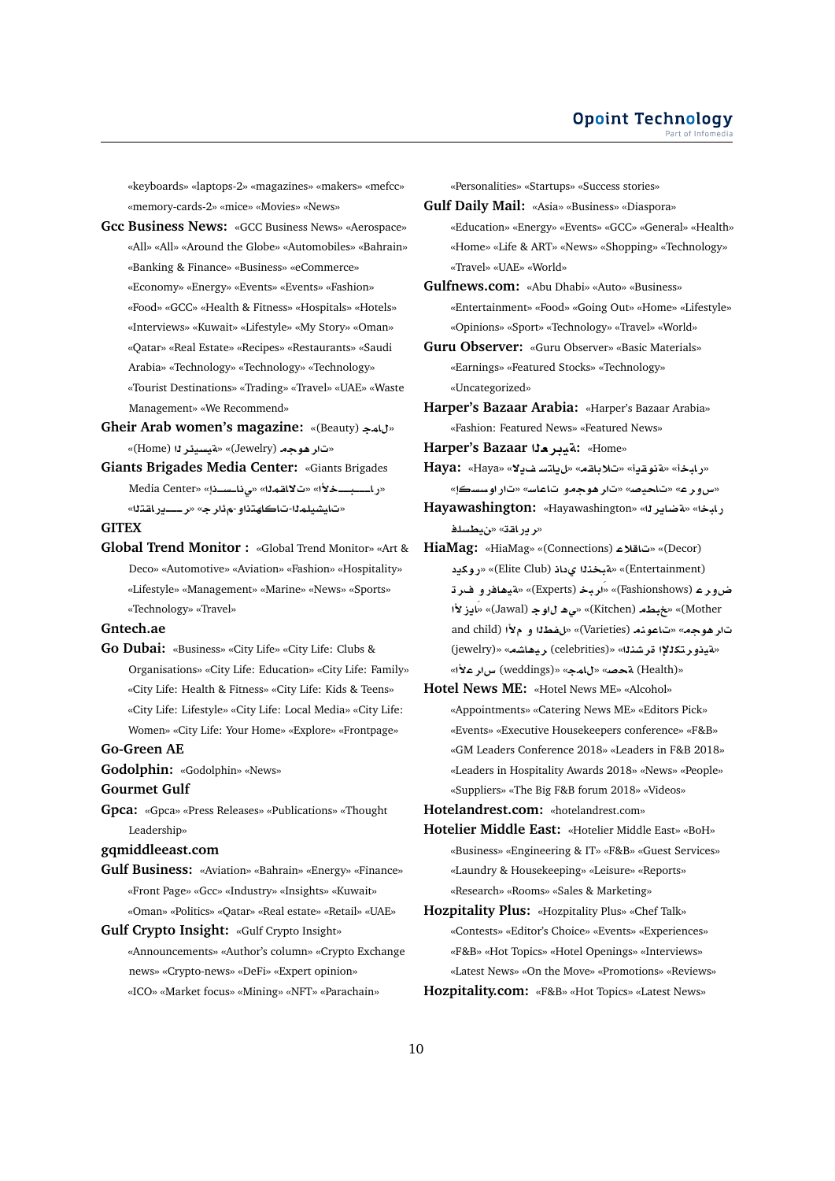«keyboards» «laptops-2» «magazines» «makers» «mefcc» «memory-cards-2» «mice» «Movies» «News»

**Gcc Business News:** «GCC Business News» «Aerospace» «All» «All» «Around the Globe» «Automobiles» «Bahrain» «Banking & Finance» «Business» «eCommerce» «Economy» «Energy» «Events» «Events» «Fashion» «Food» «GCC» «Health & Fitness» «Hospitals» «Hotels» «Interviews» «Kuwait» «Lifestyle» «My Story» «Oman» «Qatar» «Real Estate» «Recipes» «Restaurants» «Saudi Arabia» «Technology» «Technology» «Technology» «Tourist Destinations» «Trading» «Travel» «UAE» «Waste Management» «We Recommend»

**Gheir Arab women's magazine:** «(Beauty) جمال» «(Home) الرئيسية» «(Jewelry) مجوهرات»

**Giants Brigades Media Center:** «Giants Brigades Media Center» «إنسـاني» «المقالات» «الأخبـــار» «التقاريـــر» «جرائم-وانتهاكات-المليشيات»

**GITEX**

**Global Trend Monitor :** «Global Trend Monitor» «Art & Deco» «Automotive» «Aviation» «Fashion» «Hospitality» «Lifestyle» «Management» «Marine» «News» «Sports» «Technology» «Travel»

**Gntech.ae**

**Go Dubai:** «Business» «City Life» «City Life: Clubs & Organisations» «City Life: Education» «City Life: Family» «City Life: Health & Fitness» «City Life: Kids & Teens» «City Life: Lifestyle» «City Life: Local Media» «City Life: Women» «City Life: Your Home» «Explore» «Frontpage»

**Go-Green AE**

**Godolphin:** «Godolphin» «News»

**Gourmet Gulf**

**Gpca:** «Gpca» «Press Releases» «Publications» «Thought Leadership»

**gqmiddleeast.com**

**Gulf Business:** «Aviation» «Bahrain» «Energy» «Finance» «Front Page» «Gcc» «Industry» «Insights» «Kuwait» «Oman» «Politics» «Qatar» «Real estate» «Retail» «UAE»

**Gulf Crypto Insight:** «Gulf Crypto Insight» «Announcements» «Author's column» «Crypto Exchange news» «Crypto-news» «DeFi» «Expert opinion» «ICO» «Market focus» «Mining» «NFT» «Parachain» «Personalities» «Startups» «Success stories»

**Gulf Daily Mail:** «Asia» «Business» «Diaspora» «Education» «Energy» «Events» «GCC» «General» «Health» «Home» «Life & ART» «News» «Shopping» «Technology» «Travel» «UAE» «World»

**Gulfnews.com:** «Abu Dhabi» «Auto» «Business» «Entertainment» «Food» «Going Out» «Home» «Lifestyle» «Opinions» «Sport» «Technology» «Travel» «World»

**Guru Observer:** «Guru Observer» «Basic Materials» «Earnings» «Featured Stocks» «Technology» «Uncategorized»

**Harper's Bazaar Arabia:** «Harper's Bazaar Arabia» «Fashion: Featured News» «Featured News»

**Harper's Bazaar العربية:** «Home»

**Haya:** «Haya» «أزياء وموضة» «ديكور» «مطبخ» «صحة ورشاقة» «أم وطفل» «سيارات وأخبار» «ساعات ومجوهرات» «مقالات» «لايف ستايل» «إكسسوارات» «عروس»

**Hayawashington:** «Hayawashington» «أخبار رياضة» «فلسطين» «تقارير»

**HiaMag:** «HiaMag» «(Connections) علاقات» «(Decor) ديكور» «(Elite Club) نادي النخبة» «(Entertainment) ترفيه و فوازير» «(Experts) خبراء» «(Fashionshows) عروض أزياء» «(Jawal) جوال هي» «(Kitchen) مطبخ» «(Mother and child) الأم و الطفل» «(Varieties) منوعات» «مجوهرات (jewelry)» «(celebrities) مشاهير» «الإكسسوارات والديكور» «(Health) صحة» «جمال» «(weddings) أعراس»

**Hotel News ME:** «Hotel News ME» «Alcohol» «Appointments» «Catering News ME» «Editors Pick» «Events» «Executive Housekeepers conference» «F&B» «GM Leaders Conference 2018» «Leaders in F&B 2018» «Leaders in Hospitality Awards 2018» «News» «People» «Suppliers» «The Big F&B forum 2018» «Videos»

**Hotelandrest.com:** «hotelandrest.com»

**Hotelier Middle East:** «Hotelier Middle East» «BoH» «Business» «Engineering & IT» «F&B» «Guest Services» «Laundry & Housekeeping» «Leisure» «Reports» «Research» «Rooms» «Sales & Marketing»

**Hozpitality Plus:** «Hozpitality Plus» «Chef Talk» «Contests» «Editor's Choice» «Events» «Experiences» «F&B» «Hot Topics» «Hotel Openings» «Interviews» «Latest News» «On the Move» «Promotions» «Reviews»

**Hozpitality.com:** «F&B» «Hot Topics» «Latest News»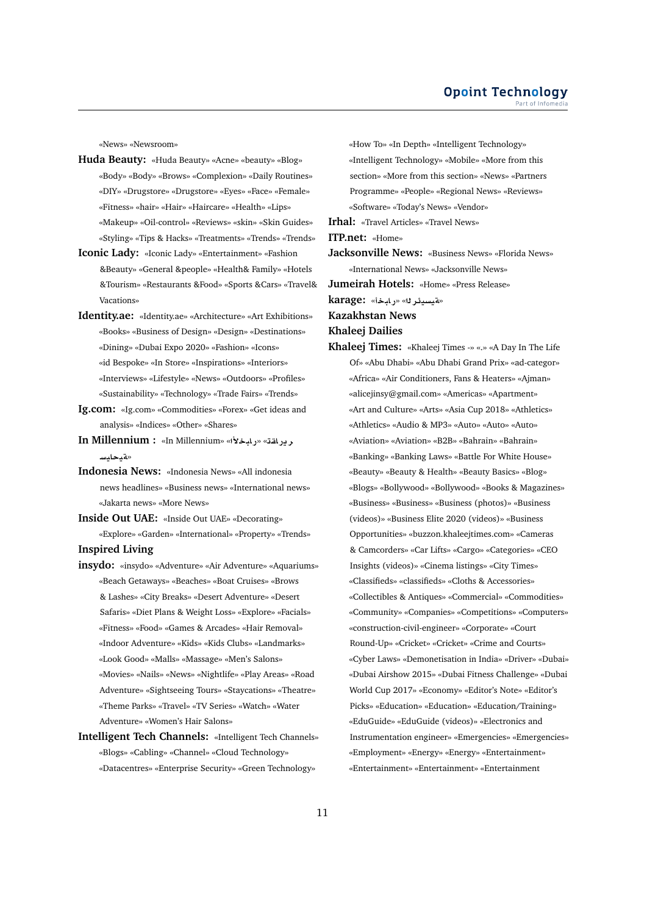«News» «Newsroom»

**Huda Beauty:** «Huda Beauty» «Acne» «beauty» «Blog» «Body» «Body» «Brows» «Complexion» «Daily Routines» «DIY» «Drugstore» «Drugstore» «Eyes» «Face» «Female» «Fitness» «hair» «Hair» «Haircare» «Health» «Lips» «Makeup» «Oil-control» «Reviews» «skin» «Skin Guides» «Styling» «Tips & Hacks» «Treatments» «Trends» «Trends»

**Iconic Lady:** «Iconic Lady» «Entertainment» «Fashion &Beauty» «General &people» «Health& Family» «Hotels &Tourism» «Restaurants &Food» «Sports &Cars» «Travel& Vacations»

**Identity.ae:** «Identity.ae» «Architecture» «Art Exhibitions» «Books» «Business of Design» «Design» «Destinations» «Dining» «Dubai Expo 2020» «Fashion» «Icons» «id Bespoke» «In Store» «Inspirations» «Interiors» «Interviews» «Lifestyle» «News» «Outdoors» «Profiles» «Sustainability» «Technology» «Trade Fairs» «Trends»

**Ig.com:** «Ig.com» «Commodities» «Forex» «Get ideas and analysis» «Indices» «Other» «Shares»

**In Millennium :** «In Millennium» «الأخبار» «تقارير» «سياحية»

**Indonesia News:** «Indonesia News» «All indonesia news headlines» «Business news» «International news» «Jakarta news» «More News»

**Inside Out UAE:** «Inside Out UAE» «Decorating» «Explore» «Garden» «International» «Property» «Trends»

**Inspired Living**

**insydo:** «insydo» «Adventure» «Air Adventure» «Aquariums» «Beach Getaways» «Beaches» «Boat Cruises» «Brows & Lashes» «City Breaks» «Desert Adventure» «Desert Safaris» «Diet Plans & Weight Loss» «Explore» «Facials» «Fitness» «Food» «Games & Arcades» «Hair Removal» «Indoor Adventure» «Kids» «Kids Clubs» «Landmarks» «Look Good» «Malls» «Massage» «Men's Salons» «Movies» «Nails» «News» «Nightlife» «Play Areas» «Road Adventure» «Sightseeing Tours» «Staycations» «Theatre» «Theme Parks» «Travel» «TV Series» «Watch» «Water Adventure» «Women's Hair Salons»

**Intelligent Tech Channels:** «Intelligent Tech Channels» «Blogs» «Cabling» «Channel» «Cloud Technology» «Datacentres» «Enterprise Security» «Green Technology» «How To» «In Depth» «Intelligent Technology» «Intelligent Technology» «Mobile» «More from this section» «More from this section» «News» «Partners Programme» «People» «Regional News» «Reviews» «Software» «Today's News» «Vendor»

**Irhal:** «Travel Articles» «Travel News»

**ITP.net:** «Home»

**Jacksonville News:** «Business News» «Florida News» «International News» «Jacksonville News»

**Jumeirah Hotels:** «Home» «Press Release»

**karage:** «أخبار» «الرئيسية»

**Kazakhstan News**

**Khaleej Dailies**

**Khaleej Times:** «Khaleej Times -» «.» «A Day In The Life Of» «Abu Dhabi» «Abu Dhabi Grand Prix» «ad-categor» «Africa» «Air Conditioners, Fans & Heaters» «Ajman» «alicejinsy@gmail.com» «Americas» «Apartment» «Art and Culture» «Arts» «Asia Cup 2018» «Athletics» «Athletics» «Audio & MP3» «Auto» «Auto» «Auto» «Aviation» «Aviation» «B2B» «Bahrain» «Bahrain» «Banking» «Banking Laws» «Battle For White House» «Beauty» «Beauty & Health» «Beauty Basics» «Blog» «Blogs» «Bollywood» «Bollywood» «Books & Magazines» «Business» «Business» «Business (photos)» «Business (videos)» «Business Elite 2020 (videos)» «Business Opportunities» «buzzon.khaleejtimes.com» «Cameras & Camcorders» «Car Lifts» «Cargo» «Categories» «CEO Insights (videos)» «Cinema listings» «City Times» «Classifieds» «classifieds» «Cloths & Accessories» «Collectibles & Antiques» «Commercial» «Commodities» «Community» «Companies» «Competitions» «Computers» «construction-civil-engineer» «Corporate» «Court Round-Up» «Cricket» «Cricket» «Crime and Courts» «Cyber Laws» «Demonetisation in India» «Driver» «Dubai» «Dubai Airshow 2015» «Dubai Fitness Challenge» «Dubai World Cup 2017» «Economy» «Editor's Note» «Editor's Picks» «Education» «Education» «Education/Training» «EduGuide» «EduGuide (videos)» «Electronics and Instrumentation engineer» «Emergencies» «Emergencies» «Employment» «Energy» «Energy» «Entertainment» «Entertainment» «Entertainment» «Entertainment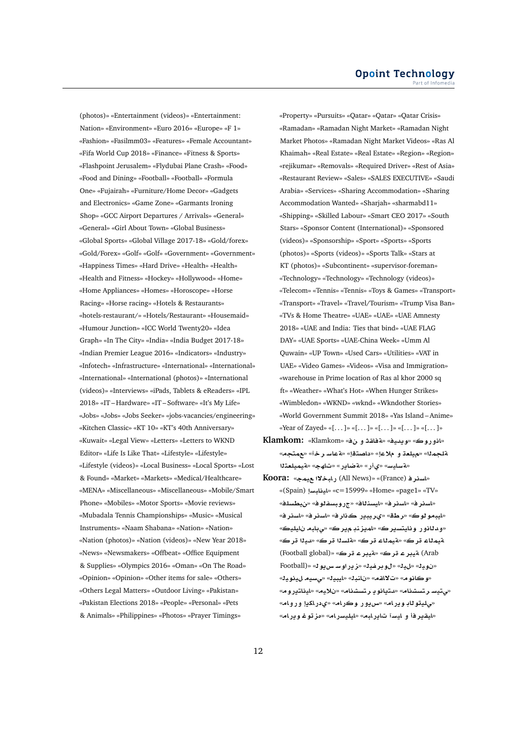(photos)» «Entertainment (videos)» «Entertainment: Nation» «Environment» «Euro 2016» «Europe» «F 1» «Fashion» «Fasilmm03» «Features» «Female Accountant» «Fifa World Cup 2018» «Fitness & Sports» «Flashpoint Jerusalem» «Flydubai Plane Crash» «Food» «Food and Dining» «Football» «Football» «Formula One» «Fujairah» «Furniture/Home Decor» «Gadgets and Electronics» «Game Zone» «Garmants Ironing Shop» «GCC Airport Departures / Arrivals» «General» «General» «Girl About Town» «Global Business» «Global Sports» «Global Village 2017-18» «Gold/forex» «Gold/Forex» «Golf» «Golf» «Government» «Government» «Happiness Times» «Hard Drive» «Health» «Health» «Health and Fitness» «Hockey» «Hollywood» «Home» «Home Appliances» «Homes» «Horoscope» «Horse Racing» «Horse racing» «Hotels & Restaurants» «hotels-restaurant/» «Hotels/Restaurant» «Housemaid» «Humour Junction» «ICC World Twenty20» «Idea Graph» «In The City» «India» «India Budget 2017-18» «Indian Premier League 2016» «Indicators» «Industry» «Infotech» «Infrastructure» «International» «International» «International» «International (photos)» «International (videos)» «Interviews» «iPads, Tablets & eReaders» «IPL 2018» «IT – Hardware» «IT – Software» «It's My Life» «Jobs» «Jobs» «Jobs Seeker» «jobs-vacancies/engineering» «Kitchen Classic» «KT 10» «KT's 40th Anniversary» «Kuwait» «Legal View» «Letters» «Letters to WKND Editor» «Life Is Like That» «Lifestyle» «Lifestyle» «Lifestyle (videos)» «Local Business» «Local Sports» «Lost & Found» «Market» «Markets» «Medical/Healthcare» «MENA» «Miscellaneous» «Miscellaneous» «Mobile/Smart Phone» «Mobiles» «Motor Sports» «Movie reviews» «Mubadala Tennis Championships» «Music» «Musical Instruments» «Naam Shabana» «Nation» «Nation» «Nation (photos)» «Nation (videos)» «New Year 2018» «News» «Newsmakers» «Offbeat» «Office Equipment & Supplies» «Olympics 2016» «Oman» «On The Road» «Opinion» «Opinion» «Other items for sale» «Others» «Others Legal Matters» «Outdoor Living» «Pakistan» «Pakistan Elections 2018» «People» «Personal» «Pets & Animals» «Philippines» «Photos» «Prayer Timings» «Property» «Pursuits» «Qatar» «Qatar» «Qatar Crisis» «Ramadan» «Ramadan Night Market» «Ramadan Night Market Photos» «Ramadan Night Market Videos» «Ras Al Khaimah» «Real Estate» «Real Estate» «Region» «Region» «rejikumar» «Removals» «Required Driver» «Rest of Asia» «Restaurant Review» «Sales» «SALES EXECUTIVE» «Saudi Arabia» «Services» «Sharing Accommodation» «Sharing Accommodation Wanted» «Sharjah» «sharmabd11» «Shipping» «Skilled Labour» «Smart CEO 2017» «South Stars» «Sponsor Content (International)» «Sponsored (videos)» «Sponsorship» «Sport» «Sports» «Sports (photos)» «Sports (videos)» «Sports Talk» «Stars at KT (photos)» «Subcontinent» «supervisor-foreman» «Technology» «Technology» «Technology (videos)» «Telecom» «Tennis» «Tennis» «Toys & Games» «Transport» «Transport» «Travel» «Travel/Tourism» «Trump Visa Ban» «TVs & Home Theatre» «UAE» «UAE» «UAE Amnesty 2018» «UAE and India: Ties that bind» «UAE FLAG DAY» «UAE Sports» «UAE-China Week» «Umm Al Quwain» «UP Town» «Used Cars» «Utilities» «VAT in UAE» «Video Games» «Videos» «Visa and Immigration» «warehouse in Prime location of Ras al khor 2000 sq ft» «Weather» «What's Hot» «When Hunger Strikes» «Wimbledon» «WKND» «wknd» «Wkndother Stories» «World Government Summit 2018» «Yas Island – Anime» «Year of Zayed» «[. . . ]» «[. . . ]» «[. . . ]» «[. . . ]» «[. . . ]»

**Klamkom:** «Klamkom» «فن و ثقافة» «فيديو» «كورونا» «مجتمع» «آخر ساعة» «اقتصاد» «اعلام و تعليم» «المجلة» «التعليمية» «جهات» «رأي» «رياضة» «سياسة»

**Koora:** «فرنسا» (France)» «جميع الاخبار (All News)» «TV» «page1» «Home» «c=15999» «إسبانيا (Spain)» «فلسطين» «فولفسبورج» «فالنسيا» «فرنسا» «فرنسا» «فرنسا» «فرانكفورت» «فريبيري» «قطر» «كولومبيا» «كيليان مبابي» «كريم بنزيما» «كريستيانو رونالدو» «كرة اليد» «كرة السلة» «كرة القدم» «كرة الطائرة» «كرة عربية» «كرة عربية (Arab Football)» «كرة عالمية (Football global)» «ليون» «ليل» «ليفربول» «لويس سواريز» «ليونيل ميسي» «ليبيا» «لبنان» «مقالات» «موناكو» «مونتيري» «مانشستر يونايتد» «مانشستر سيتي» «مارسيليا» «ماركو رويس» «ماريو جوتزه» «ماريو بالوتيلي» «مورينيو» «ماريو إيكاردي» «ماركو أسينسيو» «ماري إسايرا» «مارسيليا» «ماريو غوتزه» «ميرايات آسيا و أفريقيا»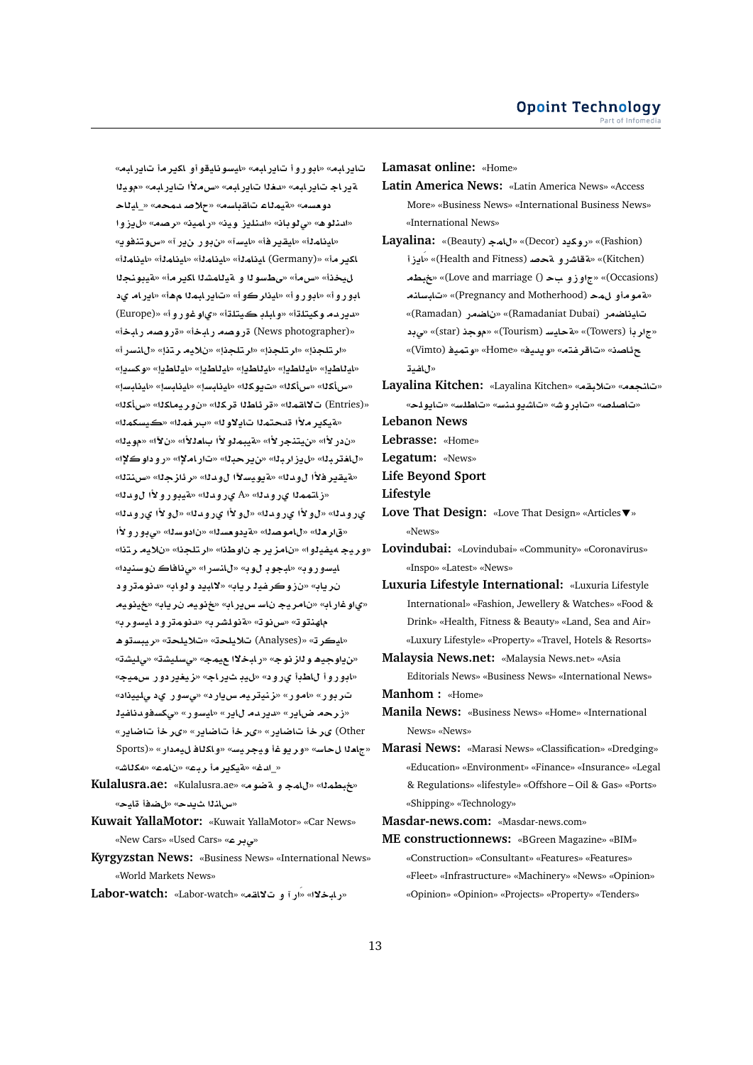تايرابمه» «ابوروأ تايرابم» «ايسونايقوأو اكيرمأ تايرابم» «موبلا تايرابم» «سملأا تايرابم» «دغلا تايرابم» «ةيراج تاقباسم» «حلاص دمحم» «_ ايلاح دوعسم» «ةيملاعلا «يزيلا «رصم» «رامين» «ادنليز وين» «يلوبان» «ادنلوه» «ايقيرفأ» «ايسآ» «ىرون ريآ» «سوتنفوي» «ايناملأا» «ايناملأا» (Germany) «ايناملأا» «ايناملأا» «ايناملأا» «اكيرمأ» «ةيبونجلا اكيرمأ» «ىطسولا و ةيلامشلا اكيرمأ» «سمأ» «ليخذا» «ايرام يد» «تايرابملا مهأ» «ايدراكوأ» «ابوروأ» «ابوروأ (Europe)» «يواغوروأ» «ويلبد كيتلتأ» «وكيتلتأ» «ديردم «ةروصم رابخأ» «ةروصم رابخأ» (News photographer)» «ارتلجنإ» «ارتلجنإ» «نلايم رتنإ» «لانسرأ» «ايلاطيإ» «ايلاطيإ» «ايلاطيإ» «ايلاطيإ» «ايلاطيإ» «وكسيإ» «سأكلا» «سأكلا» «تيوكلا» «اينابسإ» «اينابسإ» «اينابسإ» «سأكلا» «نوريماكلا» «قرئاطلا تاقلا» (Entries) «تلاقتملا» «ةيكيرملأا ةدحتملا تايلاولا» «بيرغملا» «كيسكملا» «ندرلأا» «نيتنجرلأا» «ةيبملولأا باعللأا» «نلآا» «مويلا» «لاغتربلا» «ليزاربلا» «نيرحبلا» «تاراملإا» «روداوكلإا» «ةيقيرفلأا لودلا» «ةيويسلآا لودلا» «رئازجلا» «سنتلا» «زاتمملا يرودلا» «A يرودلا» «ةيبوروأ لودلا» «يرودلا» «لولأا يرودلا» «لولأا يرودلا» «لولأا يرودلا» «قارعلا» «لاموصلا» «ةيدوعسلا» «نادوسلا» «يبوروأ ارتلجنإ» «نلايم رتنإ» «نامزيرج ناوطذا» «وريجيفيلدوا ليسوروب» «ايجوبلوب» «لانسرا» «يناف اكوسنيدا» نرياب» «نزوكرفيلرياب» «لابيدولواب» «دنومتروذ يواغاراب» «نامريجناسسيراب» «خنويمنرياب» «خينويم ماهنتوت» «سنوت» «ةنولشرب» «دنومترودايسوروب» «ايكرت» (Analyses) «تلاليلحت» «رديستوه «نياوجيدو لازنوج» «رابخلأا عيمج» «يسليشت» «يليشت «ابوروأ لاطبأ يرود» «ليدثيراج» «زيغيردوررسميج» «تربوروب» «اموروب» «زنيتريمسيارد» «يسوريد يد ليبيذاد» «زرحمضاير» «ديردم لاير» «ايسوروب» «يكسفودناغيل Other) يرخأ تاضاير» «يرخأ تاضاير» «يرخأ تاضاير» Sports)» «جاعلا لاحس» «وريوغأ ويجريسيد» «واكلاف ليمدار» «_ادغ» «ةيكيرمأ ريع» «نامع» «ةكلاش»

**Kulalusra.ae:** «Kulalusra.ae» «ةضوم و لامجلا» «خبطملا» «ثيدح» «لضفأ قايح» «سانلا ثيدح»

**Kuwait YallaMotor:** «Kuwait YallaMotor» «Car News» «New Cars» «Used Cars» «يبرع»

**Kyrgyzstan News:** «Business News» «International News» «World Markets News»

**Labor-watch:** «Labor-watch» «تلااقم و ءارآ» «رابخلأا»

**Lamasat online:** «Home»

**Latin America News:** «Latin America News» «Access More» «Business News» «International Business News» «International News»

**Layalina:** «(Beauty) لامج» «(Decor) روكيد» «(Fashion) «(Health and Fitness) ةقاشرو ةحص» «ايزأ» «(Kitchen) «(Love and marriage () جاوزو بح» «(Occasions) خبطم «(Pregnancy and Motherhood) لمح ةمومأو» «تابسانم «(Ramadan) ناضمر» «(Ramadaniat Dubai) تايناضمر «(star) مجن» «(Tourism) ةحايس» «(Towers) جاربأ» «يبد «(Vimto) وتميف» «Home» «ويديف» «تاقرفتم» «حئاصن» «لافطأ»

**Layalina Kitchen:** «Layalina Kitchen» «تلابقم» «تانجعم» «تاصلص» «تابورشم» «تاشيودنس» «تاطلس» «تايولح»

**Lebanon News**

**Lebrasse:** «Home»

**Legatum:** «News»

**Life Beyond Sport**

**Lifestyle**

**Love That Design:** «Love That Design» «Articles▼» «News»

**Lovindubai:** «Lovindubai» «Community» «Coronavirus» «Inspo» «Latest» «News»

**Luxuria Lifestyle International:** «Luxuria Lifestyle International» «Fashion, Jewellery & Watches» «Food & Drink» «Health, Fitness & Beauty» «Land, Sea and Air» «Luxury Lifestyle» «Property» «Travel, Hotels & Resorts»

**Malaysia News.net:** «Malaysia News.net» «Asia Editorials News» «Business News» «International News»

**Manhom :** «Home»

**Manila News:** «Business News» «Home» «International News» «News»

**Marasi News:** «Marasi News» «Classification» «Dredging» «Education» «Environment» «Finance» «Insurance» «Legal & Regulations» «lifestyle» «Offshore – Oil & Gas» «Ports» «Shipping» «Technology»

**Masdar-news.com:** «Masdar-news.com»

**ME constructionnews:** «BGreen Magazine» «BIM» «Construction» «Consultant» «Features» «Features» «Fleet» «Infrastructure» «Machinery» «News» «Opinion» «Opinion» «Opinion» «Projects» «Property» «Tenders»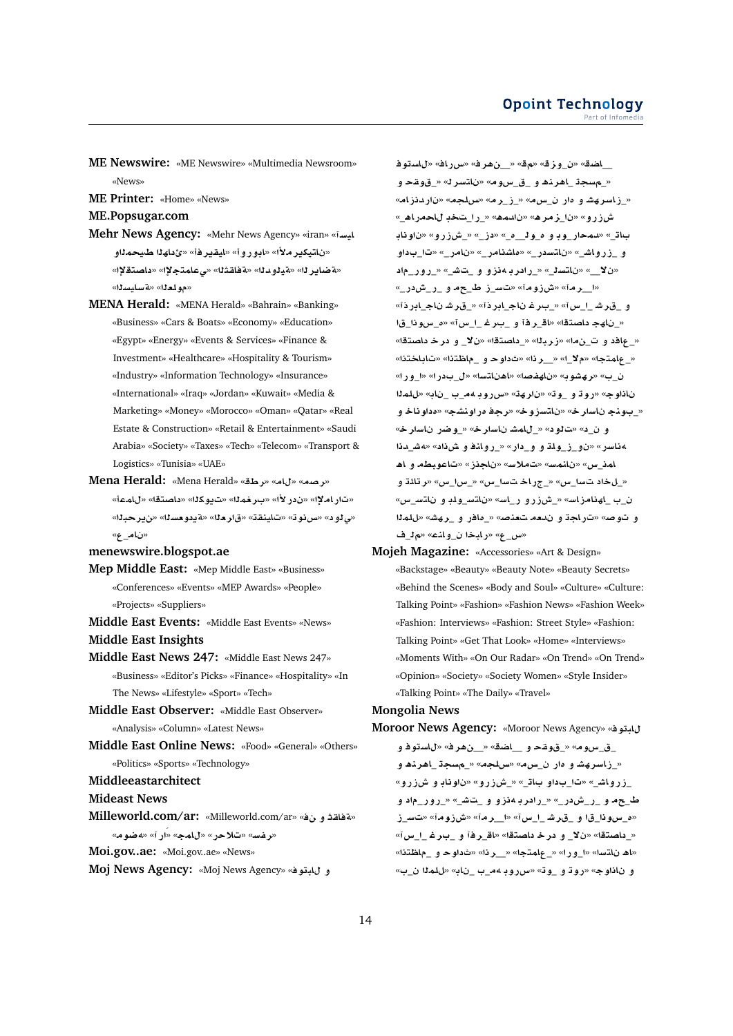**ME Newswire:** «ME Newswire» «Multimedia Newsroom» «News»

**ME Printer:** «Home» «News»

**ME.Popsugar.com**

**Mehr News Agency:** «Mehr News Agency» «iran» «ايسآ» «ناتيكيرملأا» «ابوروأ» «ايقيرفأ» «ئداهلا طيحملاو» «ةضايرلا» «ةيلودلا» «ةفاقثلا» «يعامتجلإا» «داصتقلإا» «مولعلا» «ةسايسلا»

**MENA Herald:** «MENA Herald» «Bahrain» «Banking» «Business» «Cars & Boats» «Economy» «Education» «Egypt» «Energy» «Events & Services» «Finance & Investment» «Healthcare» «Hospitality & Tourism» «Industry» «Information Technology» «Insurance» «International» «Iraq» «Jordan» «Kuwait» «Media & Marketing» «Money» «Morocco» «Oman» «Qatar» «Real Estate & Construction» «Retail & Entertainment» «Saudi Arabia» «Society» «Tech» «Telecom» «Transport & Logistics» «Tunisia» «UAE»

**Mena Herald:** «Mena Herald» «رطق» «لام» «رصم» «تارامإلا» «ندرلأا» «برغملا» «تيوكلا» «داصتقا» «لامعأ» «يلود» «سنوت» «تاينقت» «قارعلا» «ةيدوعسلا» «نيرحبلا» «نامع»

**menewswire.blogspot.ae**

**Mep Middle East:** «Mep Middle East» «Business» «Conferences» «Events» «MEP Awards» «People» «Projects» «Suppliers»

**Middle East Events:** «Middle East Events» «News»

**Middle East Insights**

**Middle East News 247:** «Middle East News 247» «Business» «Editor's Picks» «Finance» «Hospitality» «In The News» «Lifestyle» «Sport» «Tech»

**Middle East Observer:** «Middle East Observer» «Analysis» «Column» «Latest News»

**Middle East Online News:** «Food» «General» «Others» «Politics» «Sports» «Technology»

**Middleeastarchitect**

**Mideast News**

**Milleworld.com/ar:** «Milleworld.com/ar» «نف و ةفاقث» «رفس» «تلاحر» «لامج» «رآ» «هضوم»

**Moi.gov..ae:** «Moi.gov..ae» «News»

**Moj News Agency:** «Moj News Agency» «لابتوف و لاستوف» «سراف» «مق» «نهرف» «نيوزق» «اضق» «قوقح و» «مسجت_اهرنه و_قيسوم» «ناتسرل» «زاسرهش و دار نسرم» «زرم» «سلجم» «نارذنزام» «شزرو» «نازمره» «نادمه» «رايتخب لاحمراهچ» «باتك» «هنمحارو يوب و هيولیگهك» «دزي» «شزرو» «ناونابو» «زرواش» «ناتسدرك» «هاشنامرك» «نامرك» «تابدا و» «نلاك» «ناتسلك» «رادربهنزو و تشك» «روريماد» «ارمآ» «شزومآ» «تسرزنط حمو رشدرم» «قرش ناجيابرذآ» «برغ ناجيابرذآ» «قرش ناسارخ» «ناهج داصتقا» «قارفآ و برغ ناسآ» «هيسونا اقا» «عافد و تينما» «زربلا» «داصتقا» «نلاك و درخ داصتقا» «عامتجا» «ملاسا» «رذنا» «ثداوح و ماظتنا» «تاباختنا» «نبره» «رهشوب» «ناهفصا» «اهناتسا» «لبدرا» «اوروا» «ناذاوج» «روتو وت» «نارهت» «سروبهمبناب» «للملا» «بونج ناسارخ» «ناتسزوخ» «رجفهرابوسچ» «هدناونخ و» «نده» «تلود» «لامش ناسارخ» «وضر ناسارخ» «هناسر» «نوز ولت و» «راد» «رواونف و شناد» «هشدنا» «امد رس» «نانمس» «تملاس» «ناجنز» «تاعوبطم و اهل» «لخاد تسايس» «جراخ تسايس» «سايس» «رتائت و» «نابهاهنامزاس» «شزرو رواس» «ناتسولب و ناتسيس» «للملا» «رهش» «هافر و» «تراجت و ندعم تعنص» «تومو» «فلم» «نونامظ و بخا» «سع»

**Mojeh Magazine:** «Accessories» «Art & Design» «Backstage» «Beauty» «Beauty Note» «Beauty Secrets» «Behind the Scenes» «Body and Soul» «Culture» «Culture: Talking Point» «Fashion» «Fashion News» «Fashion Week» «Fashion: Interviews» «Fashion: Street Style» «Fashion: Talking Point» «Get That Look» «Home» «Interviews» «Moments With» «On Our Radar» «On Trend» «On Trend» «Opinion» «Society» «Society Women» «Style Insider» «Talking Point» «The Daily» «Travel»

**Mongolia News**

**Moroor News Agency:** «Moroor News Agency» «لابتوف و لاستوف» «نهرف» «اضق و قوقح» «قيسوم» «مسجت_اهرنه و» «زاسرهش و دار نسرم» «سلجم» «زرواش» «تابدا و باتك» «شزرو» «ناونابو شزرو» «طحم و رشدرم» «رادربهنزو و تشك» «روريماد و» «هيسونا اقا و قرش ناسآ» «ارمآ» «شزومآ» «تسرز» «داصتقا» «نلاك و درخ داصتقا» «اقرفآ و برغ ناسآ» «اهناتسا» «اپورا» «عامتجا» «رذنا» «ثداوح و ماظتنا» «نبره» «للملا» «ناب» «سروبهمب» «روتو وت» «ناذاوج و»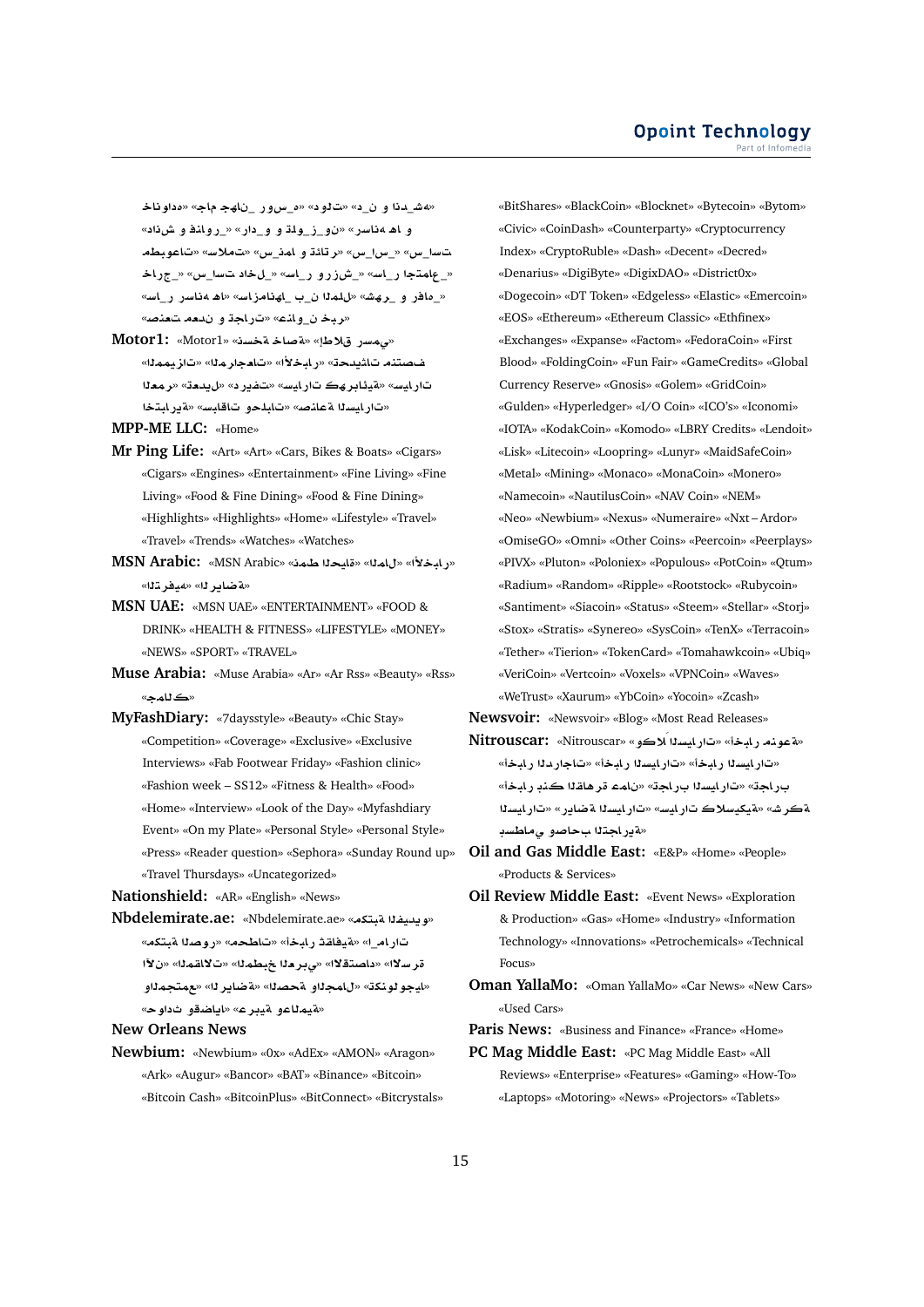«هشـدنا و نـد» «تلود» «هـسـور _ناهج ماج» «هداوناخ» و اه هناسر» «نو_ز_ولذ و و_دار» «_روانذ و شذاد» تسا_س» «_س ا_س» «رتائذ و امذ_س» «تملاس» «تاعوبطم _جراخ» «_س ا_س» «_ل خاد تسا_س» «_ش زرو ر_اس» «_عامتجا ر_اس» «_هافر و _رهش» «للمنا ن_ب _اهنامزاس» «اه هناسر ر_اس» «ربخ ن_وانع» «ترا جت و ندعم تعنصه»

**Motor1:** «Motor1» «ةصاخ ةخسن» «قلاطإ» «يمسر فصتنم تاثيدحت» «رابخلأا» «تاعجارملا» «تازيمملا» تارايس» «ةينابرهك تارايس» «تفيرد» «ليدعت» «رمعلا «تارايسلا ةعانص» «تابلحو تاقابس» «ةيرابتخا

**MPP-ME LLC:** «Home»

**Mr Ping Life:** «Art» «Art» «Cars, Bikes & Boats» «Cigars» «Cigars» «Engines» «Entertainment» «Fine Living» «Fine Living» «Food & Fine Dining» «Food & Fine Dining» «Highlights» «Highlights» «Home» «Lifestyle» «Travel» «Trends» «Watches» «Watches»

**MSN Arabic:** «MSN Arabic» «ةقايحلا طمن» «لاملا» «رابخلأا» «ةضايرلا» «هيفرتلا»

**MSN UAE:** «MSN UAE» «ENTERTAINMENT» «FOOD & DRINK» «HEALTH & FITNESS» «LIFESTYLE» «MONEY» «NEWS» «SPORT» «TRAVEL»

**Muse Arabia:** «Muse Arabia» «Ar» «Ar Rss» «Beauty» «Rss» «كلامج»

**MyFashDiary:** «7daysstyle» «Beauty» «Chic Stay» «Competition» «Coverage» «Exclusive» «Exclusive Interviews» «Fab Footwear Friday» «Fashion clinic» «Fashion week – SS12» «Fitness & Health» «Food» «Home» «Interview» «Look of the Day» «Myfashdiary Event» «On my Plate» «Personal Style» «Personal Style» «Press» «Reader question» «Sephora» «Sunday Round up» «Travel Thursdays» «Uncategorized»

**Nationshield:** «AR» «English» «News»

**Nbdelemirate.ae:** «Nbdelemirate.ae» «ويديفلا ةبتكم» «روصلا ةبتكم» «تاطحم» «ةيفاقث رابخأ» «تارامإ» «نلآا» «تلااقملا» «يبرعلا خبطملا» «داصتقلاا» «ةرسلأا «ايجولونكتو» «لامجلاو ةحصلا» «ةضايرلا» «عمتجملاو «ةيملاعو ةيبرع» «اياضقو ثداوح»

**New Orleans News**

**Newbium:** «Newbium» «0x» «AdEx» «AMON» «Aragon» «Ark» «Augur» «Bancor» «BAT» «Binance» «Bitcoin» «Bitcoin Cash» «BitcoinPlus» «BitConnect» «Bitcrystals» «BitShares» «BlackCoin» «Blocknet» «Bytecoin» «Bytom» «Civic» «CoinDash» «Counterparty» «Cryptocurrency Index» «CryptoRuble» «Dash» «Decent» «Decred» «Denarius» «DigiByte» «DigixDAO» «District0x» «Dogecoin» «DT Token» «Edgeless» «Elastic» «Emercoin» «EOS» «Ethereum» «Ethereum Classic» «Ethfinex» «Exchanges» «Expanse» «Factom» «FedoraCoin» «First Blood» «FoldingCoin» «Fun Fair» «GameCredits» «Global Currency Reserve» «Gnosis» «Golem» «GridCoin» «Gulden» «Hyperledger» «I/O Coin» «ICO's» «Iconomi» «IOTA» «KodakCoin» «Komodo» «LBRY Credits» «Lendoit» «Lisk» «Litecoin» «Loopring» «Lunyr» «MaidSafeCoin» «Metal» «Mining» «Monaco» «MonaCoin» «Monero» «Namecoin» «NautilusCoin» «NAV Coin» «NEM» «Neo» «Newbium» «Nexus» «Numeraire» «Nxt – Ardor» «OmiseGO» «Omni» «Other Coins» «Peercoin» «Peerplays» «PIVX» «Pluton» «Poloniex» «Populous» «PotCoin» «Qtum» «Radium» «Random» «Ripple» «Rootstock» «Rubycoin» «Santiment» «Siacoin» «Status» «Steem» «Stellar» «Storj» «Stox» «Stratis» «Synereo» «SysCoin» «TenX» «Terracoin» «Tether» «Tierion» «TokenCard» «Tomahawkcoin» «Ubiq» «VeriCoin» «Vertcoin» «Voxels» «VPNCoin» «Waves» «WeTrust» «Xaurum» «YbCoin» «Yocoin» «Zcash»

**Newsvoir:** «Newsvoir» «Blog» «Most Read Releases»

**Nitrouscar:** «Nitrouscar» «تارايسلا ءلاكو» «ةعونم رابخأ» «تارايسلا رابخأ» «تاجاردلا رابخأ» «تارايسلا رابخأ» «نامع قرهاقلا كند رابخأ» «براجت» «تارايسلا براجت» «ةكرش» «ةيكيسلاك تارايس» «تارايسلا ةضاير» «تارايسلا «ةيراجتلا بحاصو يماطسب

**Oil and Gas Middle East:** «E&P» «Home» «People» «Products & Services»

**Oil Review Middle East:** «Event News» «Exploration & Production» «Gas» «Home» «Industry» «Information Technology» «Innovations» «Petrochemicals» «Technical Focus»

**Oman YallaMo:** «Oman YallaMo» «Car News» «New Cars» «Used Cars»

**Paris News:** «Business and Finance» «France» «Home»

**PC Mag Middle East:** «PC Mag Middle East» «All Reviews» «Enterprise» «Features» «Gaming» «How-To» «Laptops» «Motoring» «News» «Projectors» «Tablets»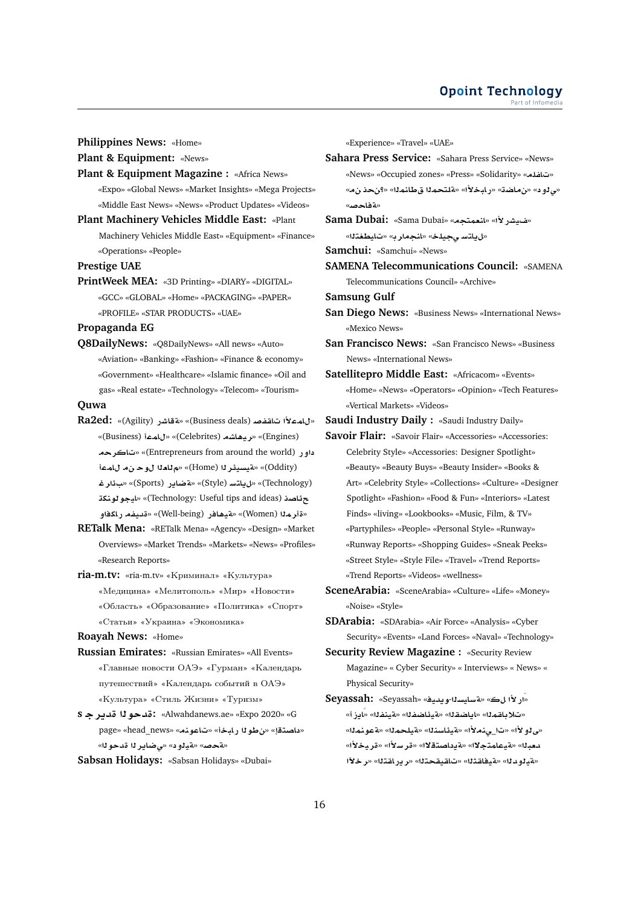**Philippines News:** «Home»

**Plant & Equipment:** «News»

**Plant & Equipment Magazine :** «Africa News» «Expo» «Global News» «Market Insights» «Mega Projects» «Middle East News» «News» «Product Updates» «Videos»

**Plant Machinery Vehicles Middle East:** «Plant Machinery Vehicles Middle East» «Equipment» «Finance» «Operations» «People»

**Prestige UAE**

**PrintWeek MEA:** «3D Printing» «DIARY» «DIGITAL» «GCC» «GLOBAL» «Home» «PACKAGING» «PAPER» «PROFILE» «STAR PRODUCTS» «UAE»

**Propaganda EG**

**Q8DailyNews:** «Q8DailyNews» «All news» «Auto» «Aviation» «Banking» «Fashion» «Finance & economy» «Government» «Healthcare» «Islamic finance» «Oil and gas» «Real estate» «Technology» «Telecom» «Tourism»

**Quwa**

**Ra2ed:** «(Agility) رشاقة» «(Business deals) صفقات الأعمال» «(Business) أعمال» «(Celebrities) مشاهير» «(Engines) محركات» «(Entrepreneurs from around the world) رواد أعمال من حول العالم» «(Home) الرئيسية» «(Oddity) غرائب» «(Sports) رياضة» «(Style) ستايل» «(Technology) تكنولوجيا» «(Technology: Useful tips and ideas) نصائح وأفكار مفيدة» «(Women) المرأة» «(Well-being) رفاهية»

**RETalk Mena:** «RETalk Mena» «Agency» «Design» «Market Overviews» «Market Trends» «Markets» «News» «Profiles» «Research Reports»

**ria-m.tv:** «ria-m.tv» «Криминал» «Культура» «Медицина» «Мелитополь» «Мир» «Новости» «Область» «Образование» «Политика» «Спорт» «Статьи» «Украина» «Экономика»

**Roayah News:** «Home»

**Russian Emirates:** «Russian Emirates» «All Events» «Главные новости ОАЭ» «Гурман» «Календарь путешествий» «Календарь событий в ОАЭ» «Культура» «Стиль Жизни» «Туризм»

**s جريدة الوحدة:** «Alwahdanews.ae» «Expo 2020» «G page» «head_news» «منوعات» «أخبار الوطن» «اقتصاد» «الوحدة الرياضي» «دولية» «صحة»

**Sabsan Holidays:** «Sabsan Holidays» «Dubai» «Experience» «Travel» «UAE»

**Sahara Press Service:** «Sahara Press Service» «News» «News» «Occupied zones» «Press» «Solidarity» «ملفات» «من نحن؟» «المناطق المحتلة» «الأخبار» «تضامن» «دولي» «صحافة»

**Sama Dubai:** «Sama Dubai» «الأرشيف» «مجتمعنا» «رمضاننا» «خليجي ستايل» «التغطيات»

**Samchui:** «Samchui» «News»

**SAMENA Telecommunications Council:** «SAMENA Telecommunications Council» «Archive»

**Samsung Gulf**

**San Diego News:** «Business News» «International News» «Mexico News»

**San Francisco News:** «San Francisco News» «Business News» «International News»

**Satellitepro Middle East:** «Africacom» «Events» «Home» «News» «Operators» «Opinion» «Tech Features» «Vertical Markets» «Videos»

**Saudi Industry Daily :** «Saudi Industry Daily»

**Savoir Flair:** «Savoir Flair» «Accessories» «Accessories: Celebrity Style» «Accessories: Designer Spotlight» «Beauty» «Beauty Buys» «Beauty Insider» «Books & Art» «Celebrity Style» «Collections» «Culture» «Designer Spotlight» «Fashion» «Food & Fun» «Interiors» «Latest Finds» «living» «Lookbooks» «Music, Film, & TV» «Partyphiles» «People» «Personal Style» «Runway» «Runway Reports» «Shopping Guides» «Sneak Peeks» «Street Style» «Style File» «Travel» «Trend Reports» «Trend Reports» «Videos» «wellness»

**SceneArabia:** «SceneArabia» «Culture» «Life» «Money» «Noise» «Style»

**SDArabia:** «SDArabia» «Air Force» «Analysis» «Cyber Security» «Events» «Land Forces» «Naval» «Technology»

**Security Review Magazine :** «Security Review Magazine» « Cyber Security» « Interviews» « News» « Physical Security»

**Seyassah:** «Seyassah» «فيديو-السياسة» «كل الآراء» «أزياء» «الفنية» «الصفائية» «القضايا» «المقابلات» «المنوعة» «المحلية» «الاستثنائية» «الأمني_ات» «الأولى» «الأخيرة» «الأسرة» «الاقتصادية» «الاجتماعية» «البعد» «الآخر» «التقارير» «التحقيقات» «الثقافية» «الدولية»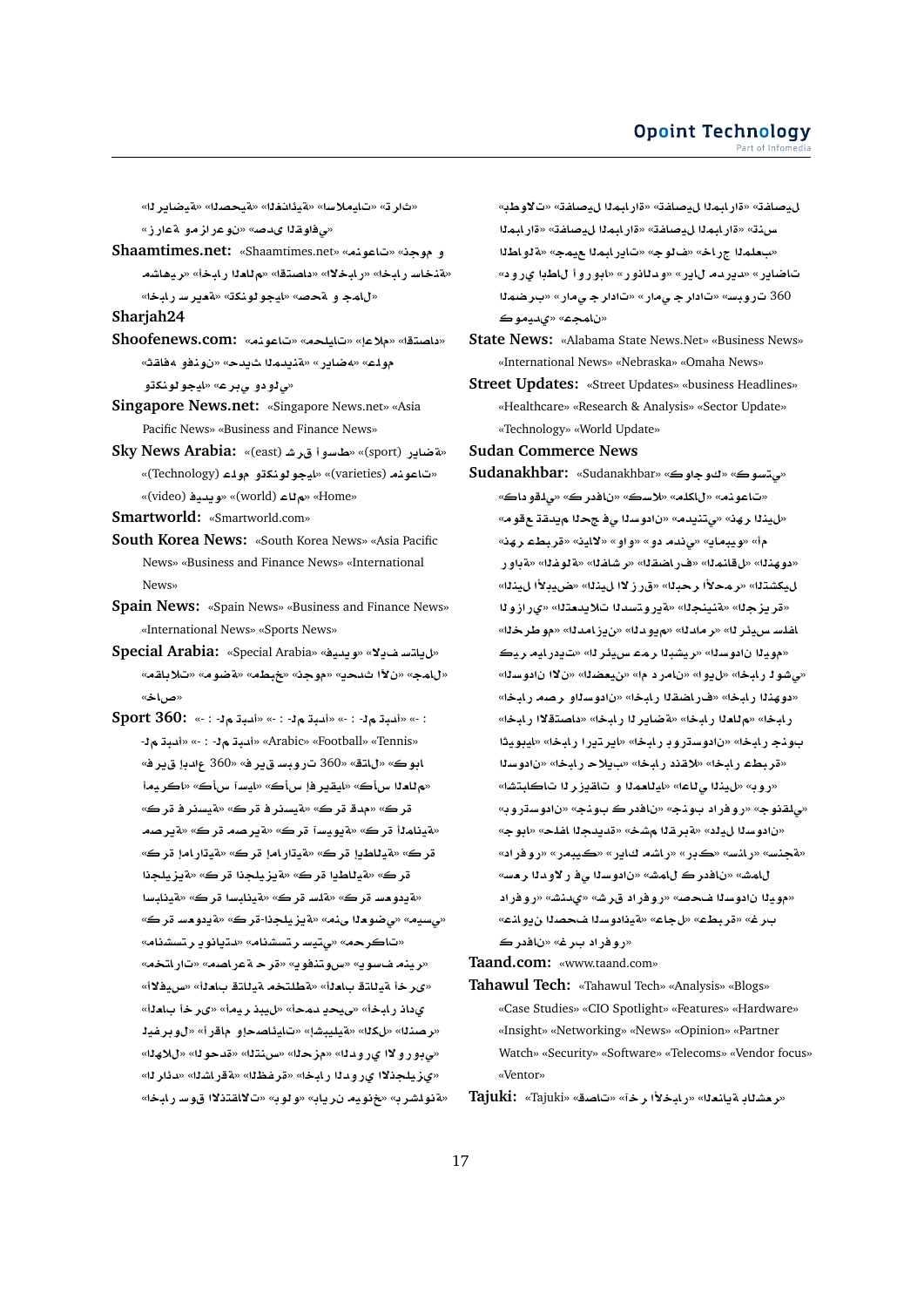«الرياضية» «الصحيفة» «الفنية» «الاسلاميات» «تراث» «زراعة ومزارعون» «صدى الفقاوي»

**Shaamtimes.net:** «Shaamtimes.net» «منوعات» «وجوه مشاهير» «أخبار» «الأخبار» «الاقتصاد» «أخبار العالم» «أخبار خاصة» «أخبار سريعة» «تكنولوجيا» «صحة و جمال»

**Sharjah24**

**Shoofenews.com:** «منوعات» «إعلام» «الاقتصاد» «ثقافة وفنون» «حديث المدينة» «رياضة» «علوم وتكنولوجيا» «عربي ودولي»

**Singapore News.net:** «Singapore News.net» «Asia Pacific News» «Business and Finance News»

**Sky News Arabia:** «رياضة (sport)» «شرق أوسط (east)» «منوعات (varieties)» «علوم وتكنولوجيا (Technology)» «عالم (world)» «فيديو (video)» «Home»

**Smartworld:** «Smartworld.com»

**South Korea News:** «South Korea News» «Asia Pacific News» «Business and Finance News» «International News»

**Spain News:** «Spain News» «Business and Finance News» «International News» «Sports News»

**Special Arabia:** «Special Arabia» «فيديو» «سيارات» «مقالات» «موضة» «مجتمع» «مطبخ» «حدث الآن» «جمال» «خاص»

**Sport 360:** «- : - لم تبدأ» «- : - لم تبدأ» «- : - لم تبدأ» «- : - لم تبدأ» «- : - لم تبدأ» «Arabic» «Football» «Tennis» «فريق إبداع 360» «فريق سبورت 360» «قتال» «كوبا أمريكا» «كأس آسيا» «كأس إفريقيا» «كأس العالم» «كرة فرنسية» «كرة فرنسية» «كرة قدم» «كرة مصرية» «كرة آسيوية» «كرة ألمانية» «كرة إماراتية» «كرة إماراتية» «كرة إيطالية» «كرة إنجليزية» «كرة إنجليزية» «كرة إيطالية» «كرة إسبانية» «كرة إسبانية» «كرة قطر» «كرة سعودية» «كرة سعودية» «كرة-إنجليزية» «منى الوضوحي» «ميسي» «مانشستر يونايتد» «مانشستر سيتي» «محترفات» «مخترات» «صراع حرة قدم» «نيمار» «فيديو سوبتس» «الأفضليس» «ألعاب قتالية مختلطة» «ألعاب قتالية أخرى» «ألعاب أخرى» «أيمن يحيى» «أخبار داني» «أمير يبيض» «ليفربول» «أقرام واحصائيات» «إشبيلية» «الكل» «الصنر» «الأهلي» «الوحدة» «النتيس» «المحترف» «الدوري الأوروبي» «الراند» «الشارقة» «الظفرة» «أخبار الدوري الجزائري» «أخبار سوق الانتقالات» «بايوبو» «بايرن ميونخ» «برشلونة»

«تطولات» «تصفيات البطولة» «تصفيات البطولة» «تصفيات البطولة» «تصفيات البطولة» «تصفيات البطولة» «تنس» «الطاولة» «جميع البطولات» «جولف» «خارج الملعب» «دوري أبطال أوروبا» «دوري أوروبا» «ريال مدريد» «رياضات» «رامي جرادات» «بيس 360» «المضمار» «كومي ديجي» «عجمان»

**State News:** «Alabama State News.Net» «Business News» «International News» «Nebraska» «Omaha News»

**Street Updates:** «Street Updates» «business Headlines» «Healthcare» «Research & Analysis» «Sector Update» «Technology» «World Update»

**Sudan Commerce News**

**Sudanakhbar:** «Sudanakhbar» «كوسي» «كاجوك» «داكقلي» «كردفان» «كسلا» «الكلام» «منوعات» «موقع تدقيق الحقائق في السودان» «مدنيتي» «ذهب النيل» «ذهب قطرية» «الاولاق» «واو» «دو مندي» «ياميبو» «أم روابة» «الفاشر» «الفاشر» «المضارف» «المناقل» «الهندو» «النيل الأبيض» «النيل الأزرق» «البحر الأحمر» «التشكيلي» «الانتخابات الدستورية» «الجنينة» «الجزيرة» «الخرطوم» «الدامازين» «الدويم» «الدامر» «الشرير السلفا» «كرير اميدرات» «الشرير عمر البشير» «السودان اليوم» «السودان الآن» «الضعيفين» «أم درمان» «اليوم» «أخبار الشوقي» «أخبار السودان ومصر» «أخبار الشرق» «أخبار الهندو» «أخبار الاقتصاد» «أخبار الرياضة» «أخبار العالم» «أخبار إثيوبيا» «أخبار إريتريا» «أخبار بورتسودان» «أخبار جنوب السودان» «أخبار دارفور» «أخبار قطر» «أخبار طبرق» «اشتباكات الرزيقات و المعاليا» «اعالي النيل» «بور» «بورتسودان» «جنوب كردفان» «جنوب دارفور» «جوبا» «حلفا الجديدة» «شمخ القربة» «دلبي السودان» «دارفور» «مرمبيك» «رابل شمار» «كبر» «سنار» «جنسة» «مروي» «سنار» «شمال كردفان» «شمال السودان في الرويور» «شمدينة» «شرق دارفور» «صحف السودان اليوم» «عاصمة السودان الجديدة» «طبرق» «عاجل» «غرب دارفور» «غرب كردفان»

**Taand.com:** «www.taand.com»

**Tahawul Tech:** «Tahawul Tech» «Analysis» «Blogs» «Case Studies» «CIO Spotlight» «Features» «Hardware» «Insight» «Networking» «News» «Opinion» «Partner Watch» «Security» «Software» «Telecoms» «Vendor focus» «Ventor»

**Tajuki:** «Tajuki» «صحافة» «آخر الأخبار» «العناية بالبشرة»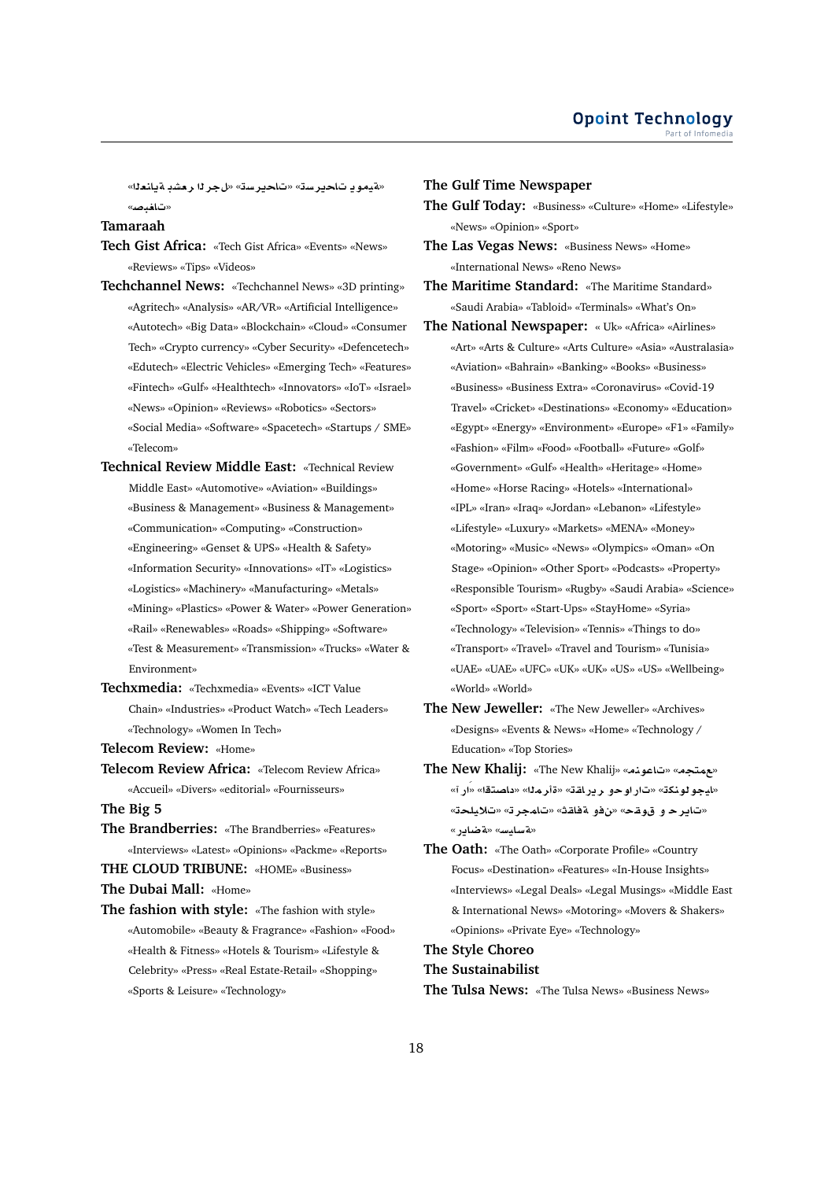«العناية بشعر الرجل» «تسريحات» «تسريحات يومية» «صبغات»

**Tamaraah**

**Tech Gist Africa:** «Tech Gist Africa» «Events» «News» «Reviews» «Tips» «Videos»

**Techchannel News:** «Techchannel News» «3D printing» «Agritech» «Analysis» «AR/VR» «Artificial Intelligence» «Autotech» «Big Data» «Blockchain» «Cloud» «Consumer Tech» «Crypto currency» «Cyber Security» «Defencetech» «Edutech» «Electric Vehicles» «Emerging Tech» «Features» «Fintech» «Gulf» «Healthtech» «Innovators» «IoT» «Israel» «News» «Opinion» «Reviews» «Robotics» «Sectors» «Social Media» «Software» «Spacetech» «Startups / SME» «Telecom»

**Technical Review Middle East:** «Technical Review Middle East» «Automotive» «Aviation» «Buildings» «Business & Management» «Business & Management» «Communication» «Computing» «Construction» «Engineering» «Genset & UPS» «Health & Safety» «Information Security» «Innovations» «IT» «Logistics» «Logistics» «Machinery» «Manufacturing» «Metals» «Mining» «Plastics» «Power & Water» «Power Generation» «Rail» «Renewables» «Roads» «Shipping» «Software» «Test & Measurement» «Transmission» «Trucks» «Water & Environment»

**Techxmedia:** «Techxmedia» «Events» «ICT Value Chain» «Industries» «Product Watch» «Tech Leaders» «Technology» «Women In Tech»

**Telecom Review:** «Home»

**Telecom Review Africa:** «Telecom Review Africa» «Accueil» «Divers» «editorial» «Fournisseurs»

**The Big 5**

**The Brandberries:** «The Brandberries» «Features» «Interviews» «Latest» «Opinions» «Packme» «Reports»

**THE CLOUD TRIBUNE:** «HOME» «Business»

**The Dubai Mall:** «Home»

**The fashion with style:** «The fashion with style» «Automobile» «Beauty & Fragrance» «Fashion» «Food» «Health & Fitness» «Hotels & Tourism» «Lifestyle & Celebrity» «Press» «Real Estate-Retail» «Shopping» «Sports & Leisure» «Technology»

**The Gulf Time Newspaper**

**The Gulf Today:** «Business» «Culture» «Home» «Lifestyle» «News» «Opinion» «Sport»

**The Las Vegas News:** «Business News» «Home» «International News» «Reno News»

**The Maritime Standard:** «The Maritime Standard» «Saudi Arabia» «Tabloid» «Terminals» «What's On»

**The National Newspaper:** « Uk» «Africa» «Airlines» «Art» «Arts & Culture» «Arts Culture» «Asia» «Australasia» «Aviation» «Bahrain» «Banking» «Books» «Business» «Business» «Business Extra» «Coronavirus» «Covid-19 Travel» «Cricket» «Destinations» «Economy» «Education» «Egypt» «Energy» «Environment» «Europe» «F1» «Family» «Fashion» «Film» «Food» «Football» «Future» «Golf» «Government» «Gulf» «Health» «Heritage» «Home» «Home» «Horse Racing» «Hotels» «International» «IPL» «Iran» «Iraq» «Jordan» «Lebanon» «Lifestyle» «Lifestyle» «Luxury» «Markets» «MENA» «Money» «Motoring» «Music» «News» «Olympics» «Oman» «On Stage» «Opinion» «Other Sport» «Podcasts» «Property» «Responsible Tourism» «Rugby» «Saudi Arabia» «Science» «Sport» «Sport» «Start-Ups» «StayHome» «Syria» «Technology» «Television» «Tennis» «Things to do» «Transport» «Travel» «Travel and Tourism» «Tunisia» «UAE» «UAE» «UFC» «UK» «UK» «US» «US» «Wellbeing» «World» «World»

**The New Jeweller:** «The New Jeweller» «Archives» «Designs» «Events & News» «Home» «Technology / Education» «Top Stories»

**The New Khalij:** «The New Khalij» «منوعات» «مجتمع» «آراء» «اقتصاد» «المرأة» «تقارير وحوارات» «تكنولوجيا» «تحليلات» «ترجمات» «ثقافة وفنون» «حقوق و حريات» «رياضة» «سياسة»

**The Oath:** «The Oath» «Corporate Profile» «Country Focus» «Destination» «Features» «In-House Insights» «Interviews» «Legal Deals» «Legal Musings» «Middle East & International News» «Motoring» «Movers & Shakers» «Opinions» «Private Eye» «Technology»

**The Style Choreo**

**The Sustainabilist**

**The Tulsa News:** «The Tulsa News» «Business News»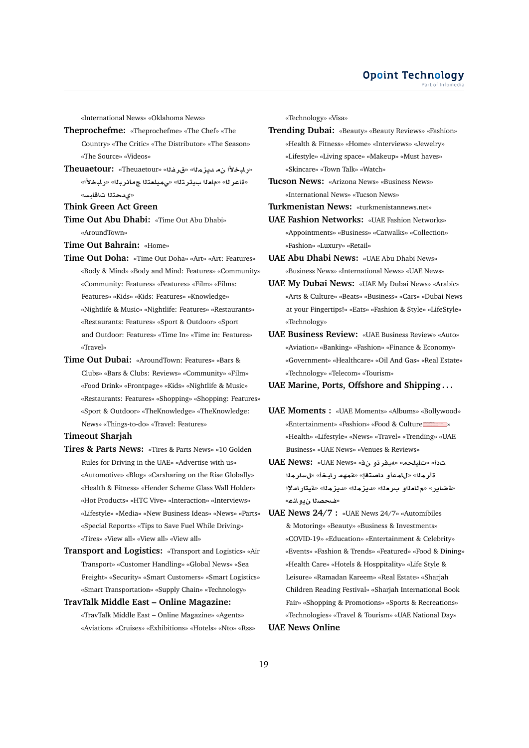«International News» «Oklahoma News»

**Theprochefme:** «Theprochefme» «The Chef» «The Country» «The Critic» «The Distributor» «The Season» «The Source» «Videos»

**Theuaetour:** «Theuaetour» «الغرف» «المزيد من الأخبار» «الأخبار» «الريادة والتعليمي» «الترتيب الهام» «العراقة» «سباقات التحدي»

**Think Green Act Green**

**Time Out Abu Dhabi:** «Time Out Abu Dhabi» «AroundTown»

**Time Out Bahrain:** «Home»

**Time Out Doha:** «Time Out Doha» «Art» «Art: Features» «Body & Mind» «Body and Mind: Features» «Community» «Community: Features» «Features» «Film» «Films: Features» «Kids» «Kids: Features» «Knowledge» «Nightlife & Music» «Nightlife: Features» «Restaurants» «Restaurants: Features» «Sport & Outdoor» «Sport and Outdoor: Features» «Time In» «Time in: Features» «Travel»

**Time Out Dubai:** «AroundTown: Features» «Bars & Clubs» «Bars & Clubs: Reviews» «Community» «Film» «Food Drink» «Frontpage» «Kids» «Nightlife & Music» «Restaurants: Features» «Shopping» «Shopping: Features» «Sport & Outdoor» «TheKnowledge» «TheKnowledge: News» «Things-to-do» «Travel: Features»

**Timeout Sharjah**

**Tires & Parts News:** «Tires & Parts News» «10 Golden Rules for Driving in the UAE» «Advertise with us» «Automotive» «Blog» «Carsharing on the Rise Globally» «Health & Fitness» «Hender Scheme Glass Wall Holder» «Hot Products» «HTC Vive» «Interaction» «Interviews» «Lifestyle» «Media» «New Business Ideas» «News» «Parts» «Special Reports» «Tips to Save Fuel While Driving» «Tires» «View all» «View all» «View all»

**Transport and Logistics:** «Transport and Logistics» «Air Transport» «Customer Handling» «Global News» «Sea Freight» «Security» «Smart Customers» «Smart Logistics» «Smart Transportation» «Supply Chain» «Technology»

**TravTalk Middle East – Online Magazine:** «TravTalk Middle East – Online Magazine» «Agents» «Aviation» «Cruises» «Exhibitions» «Hotels» «Nto» «Rss» «Technology» «Visa»

**Trending Dubai:** «Beauty» «Beauty Reviews» «Fashion» «Health & Fitness» «Home» «Interviews» «Jewelry» «Lifestyle» «Living space» «Makeup» «Must haves» «Skincare» «Town Talk» «Watch»

**Tucson News:** «Arizona News» «Business News» «International News» «Tucson News»

**Turkmenistan News:** «turkmenistannews.net»

**UAE Fashion Networks:** «UAE Fashion Networks» «Appointments» «Business» «Catwalks» «Collection» «Fashion» «Luxury» «Retail»

**UAE Abu Dhabi News:** «UAE Abu Dhabi News» «Business News» «International News» «UAE News»

**UAE My Dubai News:** «UAE My Dubai News» «Arabic» «Arts & Culture» «Beats» «Business» «Cars» «Dubai News at your Fingertips!» «Eats» «Fashion & Style» «LifeStyle» «Technology»

**UAE Business Review:** «UAE Business Review» «Auto» «Aviation» «Banking» «Fashion» «Finance & Economy» «Government» «Healthcare» «Oil And Gas» «Real Estate» «Technology» «Telecom» «Tourism»

**UAE Marine, Ports, Offshore and Shipping . . .**

**UAE Moments :** «UAE Moments» «Albums» «Bollywood» «Entertainment» «Fashion» «Food & Culture» «Health» «Lifestyle» «News» «Travel» «Trending» «UAE Business» «UAE News» «Venues & Reviews»

**UAE News:** «UAE News» «فن وترفيه» «محليات» «اذت» «المرسال» «أخبار مهمة» «إقتصاد وأعمال» «المرأة» «رياضة» «العرب والعالم» «المزيد» «المزيد» «الإمارات» «عناوين الصحف»

**UAE News 24/7 :** «UAE News 24/7» «Automibiles & Motoring» «Beauty» «Business & Investments» «COVID-19» «Education» «Entertainment & Celebrity» «Events» «Fashion & Trends» «Featured» «Food & Dining» «Health Care» «Hotels & Hosppitality» «Life Style & Leisure» «Ramadan Kareem» «Real Estate» «Sharjah Children Reading Festival» «Sharjah International Book Fair» «Shopping & Promotions» «Sports & Recreations» «Technologies» «Travel & Tourism» «UAE National Day»

**UAE News Online**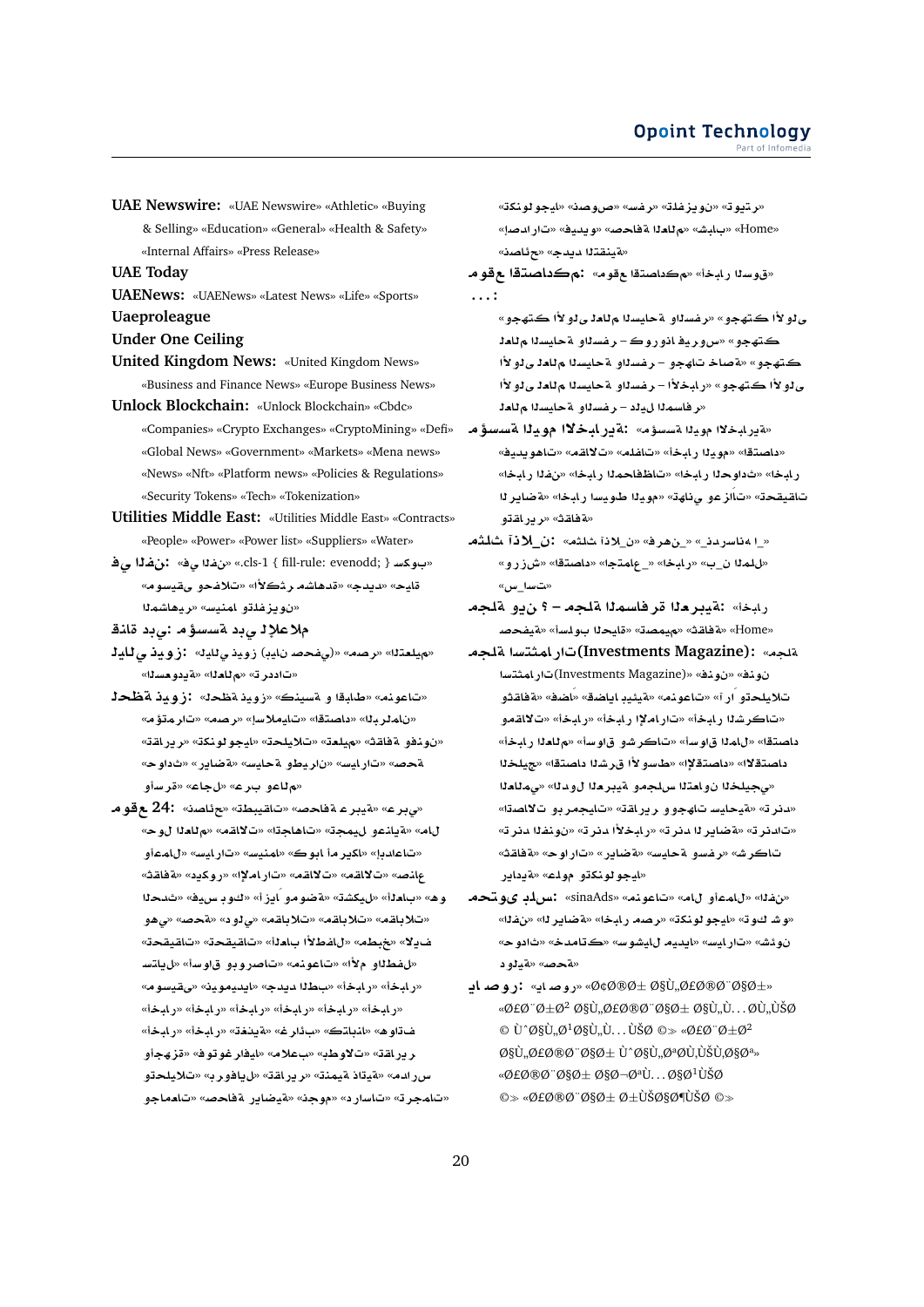**UAE Newswire:** «UAE Newswire» «Athletic» «Buying & Selling» «Education» «General» «Health & Safety» «Internal Affairs» «Press Release»

**UAE Today**

**UAENews:** «UAENews» «Latest News» «Life» «Sports»

**Uaeproleague**

**Under One Ceiling**

**United Kingdom News:** «United Kingdom News» «Business and Finance News» «Europe Business News»

**Unlock Blockchain:** «Unlock Blockchain» «Cbdc» «Companies» «Crypto Exchanges» «CryptoMining» «Defi» «Global News» «Government» «Markets» «Mena news» «News» «Nft» «Platform news» «Policies & Regulations» «Security Tokens» «Tech» «Tokenization»

**Utilities Middle East:** «Utilities Middle East» «Contracts» «People» «Power» «Power list» «Suppliers» «Water»

**في الفن:** «في الفن» «.cls-1 { fill-rule: evenodd; }» «سكوب» «موسيقى وحفلات» «الأكثر مشاهدة» «جديد» «حياة المشاهير» «سينما وتلفزيون»

**قناة دبي: مؤسسة دبي للإعلام**

**ليالي دبي زوين:** «ليالي دبي زوين (صحفي بيان)» «مصر» «التعليمية» «السعودية» «العالم» «تدريدات»

**لحظة دبي زوين:** «لحظة دبي زوين» «كينسة و اقتباط» «منوعات» «مؤتمرات» «مصر» «الإسلاميات» «الاقتصاد» «البرلمان» «مؤشرات» «تقارير» «تكنولوجيا» «تعليمية» «ثقافة وفنون» «حوادث» «رياضة» «سياحة وطيران» «سيارات» «صحة» «واسعة» «جالي عرب وعالم»

**موقع 24:** «ناشئون» «تطبيقات» «صحافة عربية» «عربي» «حول العالم» «مقالات» «اتجاهات» «مجتمع وعلوم» «اقتصاد» «أعمال» «سيارات» «سينما» «كوبا أمريكا» «إبداعات» «ثقافة» «ديكور» «الإمارات» «مقالات» «صناعة» «الحدث» «في السوبر كأس» «إيموضة» «تشكيلة» «العالم» «هو» «هي» «دولي» «صحة» «مقابلات» «مقابلات» «تحقيقات» «تحقيقات» «الأطفال» «الحاسب» «مطبخ» «في سيارة» «أنواعية وموبيليا» «مصيرات تحقيقات» «الأم والطفل» «موسيقى» «الأخبار» «أخبار» «أخبار» «أخبار» «أخبار» «أخبار» «أخبار» «أخبار» «أخبار» «أخبار» «أخبار» «أخبار» «تغذية» «أخبار» «كتابات» «غرائب» «حوار» «تقارير» «تقنية» «أخطاء» «أوتوموبيل» «مرحبا» «ذاتية التحكم» «تقارير» «أكثر من قراءة» «دراسات» «جديد» «حساب» «مصارحة» «رياضية» «حصافة» «تحليلات» «ترجمات» «تحقيقات»

«تكنولوجيا» «نصوص» «سفر» «تلفزيون» «تيوتر» «إصدارات» «فيديو» «صحافة العالم» «شباب» «Home» «نصائح» «جديد التقنية»

**موقع الاستكشاف:** «موقع الاستكشاف» «أخبار السوق» ...:

«وجهتك الأولى للعالم السياحة والسفر» «وجهتك الأولى للعالم السياحة والسفر - كوروزا في سوريا» «وجهتك الأولى للعالم السياحة والسفر - وجهات خاصة» «وجهتك الأولى للعالم السياحة والسفر - الأخبار» «وجهتك الأولى للعالم السياحة والسفر - دليل المسافر»

**مؤسسة اليوم الإخبارية:** «مؤسسة اليوم الإخبارية» «فيديوهات» «مقالات» «ملفات» «أخبار اليوم» «اقتصاد» «أخبار الفن» «أخبار المحافظات» «أخبار الحوادث» «أخبار الرياضة» «أخبار عيون اليوم» «تحقيقات» «تقارير» «ثقافة»

**مثلث الأذن:** «مثلث الأذن» «فرهن» «دبي» «نادسنة لـ» «اللمل ب_ن» «أخبار» «اجتماع_» «اقتصاد» «زروش» «س_ساتت»

**مجلة المسافر العربية - ? وين مجلة:** «مجلة المسافر العربية» «Home» «ثقافة» «تصميم» «قابلية» «أسلوب» «تصفية»

**مجلة (Investments Magazine) الاستثمارات:** «مجلة الاستثمارات (Investments Magazine)» «فنون» «ثقافة» «إضافة» «إضافة ابيئية» «منوعات» «آراء وتحليلات» «مقالات» «أخبار» «أخبار الإمارات» «أخبار الشركات» «أخبار العالم» «أسواق وشركات» «أخبار الملال» «اقتصاد» «الخليج» «أسواق الشرق الأوسط» «الاستثمارات» «اقتصاد الشرق الأوسط» «الدول العربية ومجلس التعاون الخليجي» «الاتصالات وقطاعات التكنولوجيا» «سياحة» «تدريب» «تدريب الفنون» «تدريب الأخبار» «تدريب الرياضة» «تدريبات» «ثقافة» «حوارات» «رياضة» «سياحة وسفر» «شركات» «ريادة» «علوم وتكنولوجيا»

**محتوى دليل سناد:** «sinaAds» «منوعات» «الأم والأطفال» «الفن» «تكنولوجيا» «صحة أخبار» «الرياضة» «الفن» «شوق» «سيارات» «تسوق» «أسواق ميديا» «تسوق» «حوادث» «دولية» «صحة»

**ايا صرور:** «ايا صرور» «Ø¢Ø®Ø± Ø§Ù„Ø£Ø®Ø¨Ø§Ø±» «Ø£Ø¨Ø±Ø² Ø§Ù„Ø£Ø®Ø¨Ø§Ø± Ø§Ù„Ù…Ø­Ù„ÙŠØ© Ù^Ø§Ù„Ø¹Ø§Ù„Ù…ÙŠØ© ©» «Ø£Ø¨Ø±Ø² Ø§Ù„Ø£Ø®Ø¨Ø§Ø± Ù^Ø§Ù„Ø·Ù,ÙŠØ§Øª» «Ø£Ø®Ø¨Ø§Ø± Ø§Ø¬Øª Ù…Ø§Ø¹ÙŠØ© ©» «Ø£Ø®Ø¨Ø§Ø± Ø±ÙŠØ§Ø¶ÙŠØ© ©»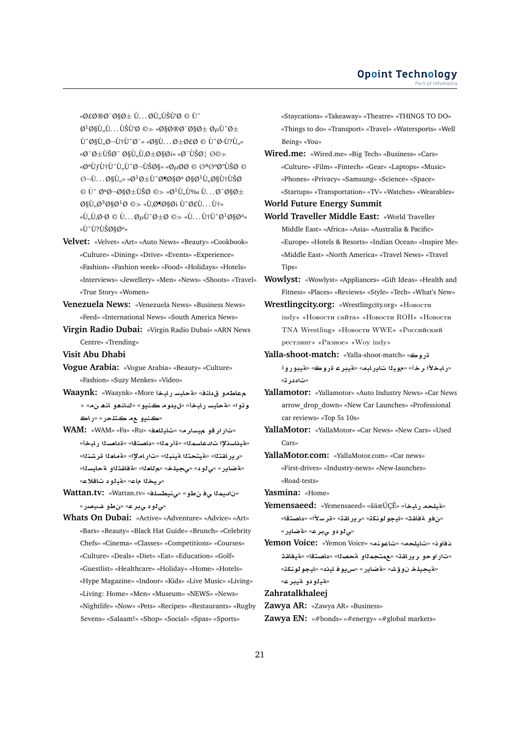«Ø£Ø®Ø¨Ø§Ø± Ù…ØÙ„ÙŠØ© Ù

Ø¹Ø§Ù„Ù…ÙŠØ© ©» «Ø§Ø®Ø¨Ø§Ø± ØµÙˆØ±

Ù"Ø§Ù„Ø¬Ù†Ù"Ø¨» «Ø§Ù…Ø±Ø£Ø© © Ù"Ø·Ù„»

«Ø¨Ø±ÙŠØ¯ Ø§Ù„Ù‚Ø±Ø§Ø¡» «Ø¨ÙŠØ¦Ø©»

«ØªÙƒÙ†ÙˆÙ„ÙˆØ¬ÙŠØ§» «ØµØØ© © ØªØºØ°ÙŠØ© ©

Ø¬Ù…Ø§Ù„» «Ø¹Ø±ÙˆØ¶Ø§Øª Ø§Ø¹Ù„Ø§Ù†ÙŠØ©

© Ù" ØªØ­Ø§Ø±ÙŠØ© ©» «Ø¹Ù„Ù‰ Ù…Ø¯Ø§Ø±

Ø§Ù„Ø³Ø§Ø¹Ø© ©» «Ù‚Ø¶Ø§ÙŠØ§ Ù"Ø£Ù…Ù†»

«Ù„Ù‚Ø·Ø© © Ù…ØµÙˆØ±Ø© ©» «Ù…Ù†Ù"Ø¹Ø§Øª»

«Ù"Ù?ÙŠØ§Øª»

**Velvet:** «Velvet» «Art» «Auto News» «Beauty» «Cookbook» «Culture» «Dining» «Drive» «Events» «Experience» «Fashion» «Fashion week» «Food» «Holidays» «Hotels» «Interviews» «Jewellery» «Men» «News» «Shoots» «Travel» «True Story» «Women»

**Venezuela News:** «Venezuela News» «Business News» «Feed» «International News» «South America News»

**Virgin Radio Dubai:** «Virgin Radio Dubai» «ARN News Centre» «Trending»

**Visit Abu Dhabi**

**Vogue Arabia:** «Vogue Arabia» «Beauty» «Culture» «Fashion» «Suzy Menkes» «Video»

**Waaynk:** «Waaynk» «More أخبار سياحية» «فنادق ومطاعم» «أخبار سياحية» «فيديو ومدونات» «من هنا وهناك» «أو سو» «رحلات مع فيديو»

**WAM:** «WAM» «Fa» «Ru» «فعاليات» «مراسيم وقرارات» «أخبار السعادة» «اقتصاد» «المرأة» «المساعدات الإنسانية» «النشرة العامة» «الإمارات» «البنية التحتية» «التقارير» «السياحة والثقافة» «العالم» «الخليج» «دولي» «رياضة» «علاقات دولية» «عام الخير»

**Wattan.tv:** «Wattan.tv» «فلسطيني» «وطن في الميدان» «رصيف وطن» «عربي دولي»

**Whats On Dubai:** «Active» «Adventure» «Advice» «Art» «Bars» «Beauty» «Black Hat Guide» «Brunch» «Celebrity Chefs» «Cinema» «Classes» «Competitions» «Courses» «Culture» «Deals» «Diet» «Eat» «Education» «Golf» «Guestlist» «Healthcare» «Holiday» «Home» «Hotels» «Hype Magazine» «Indoor» «Kids» «Live Music» «Living» «Living: Home» «Men» «Museum» «NEWS» «News» «Nightlife» «Now» «Pets» «Recipes» «Restaurants» «Rugby Sevens» «Salaam!» «Shop» «Social» «Spas» «Sports» «Staycations» «Takeaway» «Theatre» «THINGS TO DO» «Things to do» «Transport» «Travel» «Watersports» «Well Being» «You»

**Wired.me:** «Wired.me» «Big Tech» «Business» «Cars» «Culture» «Film» «Fintech» «Gear» «Laptops» «Music» «Phones» «Privacy» «Samsung» «Science» «Space» «Startups» «Transportation» «TV» «Watches» «Wearables»

**World Future Energy Summit**

**World Traveller Middle East:** «World Traveller Middle East» «Africa» «Asia» «Australia & Pacific» «Europe» «Hotels & Resorts» «Indian Ocean» «Inspire Me» «Middle East» «North America» «Travel News» «Travel Tips»

**Wowlyst:** «Wowlyst» «Appliances» «Gift Ideas» «Health and Fitness» «Places» «Reviews» «Style» «Tech» «What's New»

**Wrestlingcity.org:** «Wrestlingcity.org» «Новости indy» «Новости сайта» «Новости ROH» «Новости TNA Wrestling» «Новости WWE» «Российский рестлинг» «Разное» «Woy indy»

**Yalla-shoot-match:** «Yalla-shoot-match» «كورة» «أخر الأخبار» «مباريات اليوم» «كورة عربية» «كورة أوروبية» «تدردات»

**Yallamotor:** «Yallamotor» «Auto Industry News» «Car News arrow_drop_down» «New Car Launches» «Professional car reviews» «Top 5s 10s»

**YallaMotor:** «YallaMotor» «Car News» «New Cars» «Used Cars»

**YallaMotor.com:** «YallaMotor.com» «Car news» «First-drives» «Industry-news» «New-launches» «Road-tests»

**Yasmina:** «Home»

**Yemensaeed:** «Yemensaeed» «äãæÚÇÊ» «أخبار محلية» «اقتصاد» «الأسرة» «تقارير» «تكنولوجيا» «ثقافة وفن» «رياضة» «عربي ودولي»

**Yemon Voice:** «Yemon Voice» «منوعات» «محليات» «نوافذ» «ثقافية» «اقتصاد» «الصحة والمجتمع» «تقارير وحوارات» «تكنولوجيا» «دنيا وفيس» «رياضة» «شؤون خليجية» «عربية ودولية»

**Zahratalkhaleej**

**Zawya AR:** «Zawya AR» «Business»

**Zawya EN:** «#bonds» «#energy» «#global markets»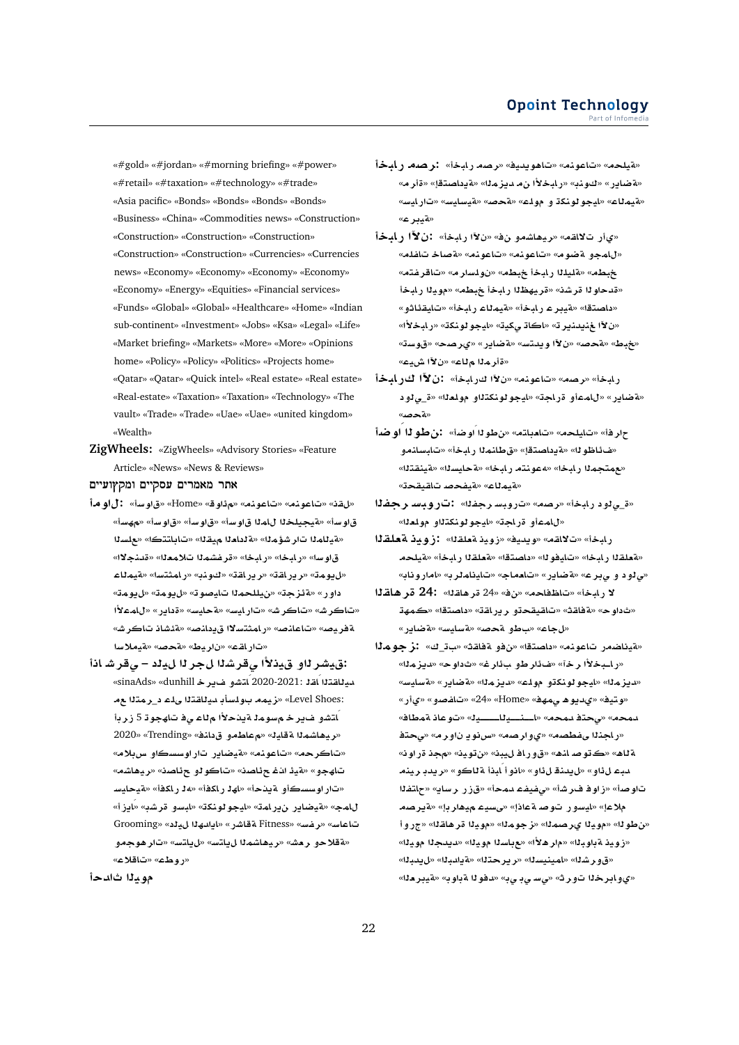«#gold» «#jordan» «#morning briefing» «#power» «#retail» «#taxation» «#technology» «#trade» «Asia pacific» «Bonds» «Bonds» «Bonds» «Bonds» «Business» «China» «Commodities news» «Construction» «Construction» «Construction» «Construction» «Construction» «Construction» «Currencies» «Currencies news» «Economy» «Economy» «Economy» «Economy» «Economy» «Energy» «Equities» «Financial services» «Funds» «Global» «Global» «Healthcare» «Home» «Indian sub-continent» «Investment» «Jobs» «Ksa» «Legal» «Life» «Market briefing» «Markets» «More» «More» «Opinions home» «Policy» «Policy» «Politics» «Projects home» «Qatar» «Qatar» «Quick intel» «Real estate» «Real estate» «Real-estate» «Taxation» «Taxation» «Technology» «The vault» «Trade» «Trade» «Uae» «Uae» «united kingdom» «Wealth»

**ZigWheels:** «ZigWheels» «Advisory Stories» «Feature Article» «News» «News & Reviews»

**אתר מאמרים עסקיים ומקצועיים**

**أموال:** «أسواق» «Home» «قائمة» «منوعات» «منوعات» «قذة» «أسهم» «أسواق» «أسواق المال الخليجية» «أسواق» «السلع» «اكتتابات» «القيم العادلة» «المؤشرات المالية» «الاجنة» «العملات المشفرة» «أخبار» «أخبار» «أسواق» «عالمية» «استثمار» «بنوك» «تقارير» «تقارير» «تمويل» «تمويل» «توصيات المحللين» «توصيات» «تمويل» «تجزئة» «دوار» «شركات» «شركات» «سيارات» «سياحة» «ريادة» «الأعمال» «مصرفية» «صناعات» «صناديق الاستثمار» «شركات ناشئة» «إسلامية» «صحة» «طيران» «عقارات»

**إذا شرقي – دليل الرجل الشرقي الأذكى والرشيق:** «sinaAds» «dunhill خريف وشتاء 2020-2021: أفاق التقاليد» «Level Shoes: مع التمرد على التقاليد بأسلوب مميز» «أبرز 5 توجهات في عالم الأحذية لموسم خريف وشتاء 2020» «Trending» «فنادق ومطاعم» «إطلالة المشاهير» «ملابس وإكسسوارات رياضية» «منوعات» «محركات» «المشاهير» «نصائح ولوكات» «نصائح هذه الأحذية» «وجهات» «سياحية» «أفكار له» «أفكار لها» «أحذية وإكسسوارات» «أزياء» «بشرة وشعر» «تكنولوجيا» «تمارين رياضية» «جمال» «ساعات» «سفر» «رشاقة Fitness» «دليل الهدايا» «Grooming» «ومجوهرات» «ستايل» «ستايل المشاهير» «شعر وحلاقة» «علاقات» «عطور»

**أحداث اليوم**

**أخبار مصر:** «أخبار مصر» «فيديوهات» «منوعات» «محلية» «رياضة» «بنوك» «المزيد من الأخبار» «اقتصادية» «مرأة» «سيارات» «سياسية» «صحة» «علوم وتكنولوجيا» «عالمية» «عربية»

**أخبار الآن:** «أخبار الآن» «فن ومشاهير» «مقالات رأي» «صحة وجمال» «منوعات» «مقابلات خاصة» «متفرقات» «مراسلون» «مطبخ أخبار الليلة» «مطبخ أخبار اليوم» «مطبخ أخبار الظهيرة» «نشرة الواحدة» «وثائقيات» «أخبار عالمية» «أخبار عربية» «اقتصاد» «الأخبار» «تكنولوجيا» «تيكي تاكا» «ترندينغ الآن» «تسوق» «حصري» «رياضة» «ستديو الآن» «صحة» «طبخ» «عالم المرأة» «شيء الآن»

**أخبار لك الآن:** «أخبار لك الآن» «منوعات» «مصر» «أخبار دولية» «العلوم والتكنولوجيا» «تجارة وأعمال» «رياضة» «صحة»

**أضواء الوطن:** «أضواء الوطن» «متابعات» «محليات» «أفراح ومناسبات» «أخبار المناطق» «اقتصادية» «الوظائف» «التقنية» «السياحة» «أخبار منوعة» «أخبار المجتمع» «عالمية» «تحقيقات صحفية»

**الفجر بيروت:** «الفجر بيروت» «مصر» «أخبار دولية» «العلوم والتكنولوجيا» «تجارة وأعمال»

**القلعة نيوز:** «القلعة نيوز» «فيديو» «مقالات» «أخبار محلية» «أخبار القلعة» «اقتصاد» «الوفيات» «أخبار القلعة» «بانوراما» «برلمانيات» «جامعات» «رياضة» «عربي و دولي»

**القاهرة 24:** «القاهرة 24» «القاهرة 24 في» «المحافظات» «أخبار ال تهمك» «اقتصاد» «تقارير وتحقيقات» «ثقافة» «حوادث» «رياضة» «سياسة» «طب وصحة» «عاجل»

**الموجز:** «كـ_بث» «ثقافة وفنون» «اقتصاد» «منوعات رمضانية» «المزيد» «حوادث» «غرائب وطرائف» «آخر الأخبار» «سياسة» «رياضة» «المزيد» «علوم وتكنولوجيا» «المزيد» «رأي» «وصفات» «24» «Home» «فهمي هويدي» «فيتو» «فاطمة ناعوت» «ليـــــــــلا» «محمد فتحي» «محمد فتحي» «نوارة نجم» «مصراوي وتونس» «مصطفى النجار» «نوارة نجم» «نيوتن» «نبيل فاروق» «هنا صوتك» «وكالة أبدا أونا» «وائل قنديل» «منير عبد الفتاح» «بدير المزيد» «ياسر رزق» «أحمد عفيفي» «أشرف فواز أصوات» «المصرية» «إبراهيم عيسى» «إذاعة صوت روسيا» «إعلام» «أ ورج» «القاهرة اليوم» «المصري الموجز» «الوطن اليوم» «اليوم الجديد» «اليوم الأسبوع» «الأهرام» «البوابة نيوز» «البديل» «البداية» «التحرير» «السينما» «الشروق» «العربية» «بوابة الوفد» «بي بي سي» «ثروت الخرباوي»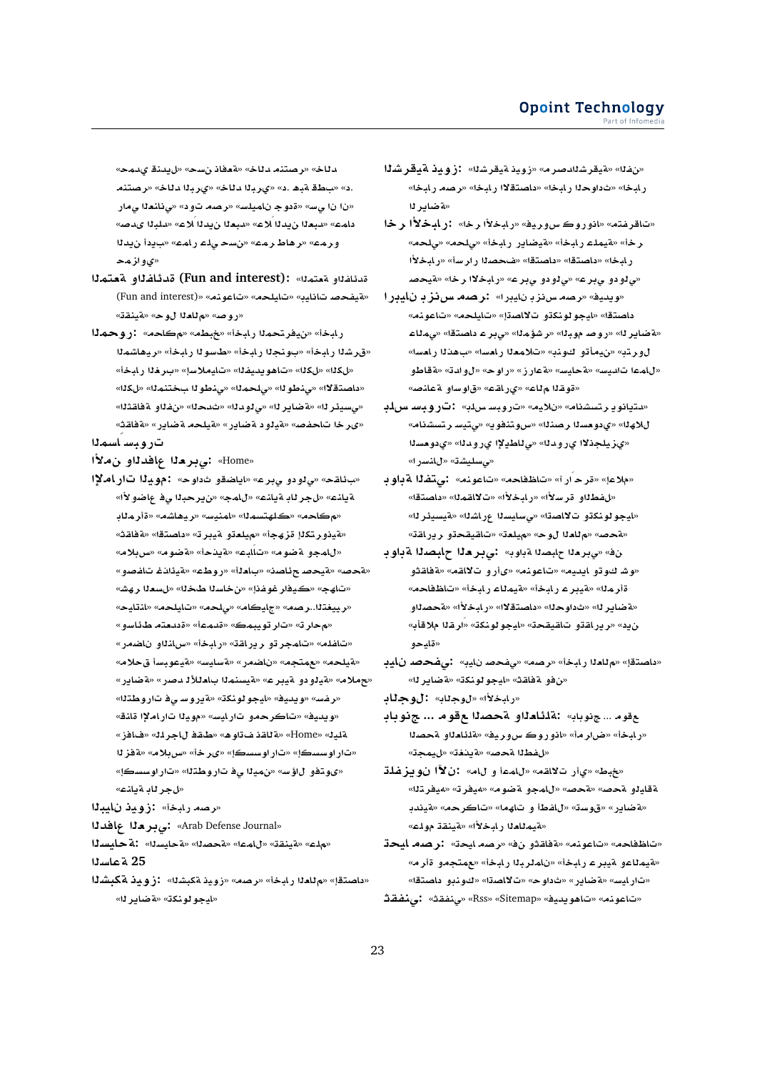**الشرقية نيوز:** «الشرقية نيوز» «مرصد الشرقية» «النفط» «أخبار مصر» «أخبار الاقتصاد» «أخبار الحوادث» «الرياضة»

**آخر الأخبار:** «آخر الأخبار» «فيروس كورونا» «متفرقات» «محلي» «أخبار رياضية» «أخبار عالمية» «آخر الأخبار» «أسرار الصحف» «الاقتصاد» «أخبار صحية» «عربي ودولي» «آخر الأخبار»

**أرابيان بزنس مصر:** «أرابيان بزنس مصر» «فيديو» «منوعات» «مجلات» «الاتصالات والتكنولوجيا» «عالمي» «الاقتصاد عربي» «المؤشر» «اليوم مصر» «الرياضة» «أسعار الأسهم» «أسعار العملات» «بنوك وتأمين» «بترول» «سيدات الأعمال» «سياحة» «زراعة» «حوار» «تداول» «وطاقة» «صناعة» «أسواق» «قراءة» «عالم القوة»

**بلس بيروت:** «بلس بيروت» «ميلان» «مانشستر يونايتد» «الهلال» «النصر السعودي» «يوفنتوس» «مانشستر سيتي» «الدوري الإنجليزي» «الدوري الإيطالي» «الدوري السعودي» «آرسنال» «تشيلسي»

**بوابة الفتى:** «منوعات» «آراء حرة» «إعلام» «الطفل والمرأة» «الأخبار» «مقالات» «اقتصاد» «تكنولوجيا والاتصالات» «الشراع السياسي» «الرئيسية» «صحة» «حول العالم» «تعليم» «تحقيقات وتقارير»

**بوابة الصباح العربي:** «بوابة الصباح العربي» فن وثقافة «مقالات ورأي» «منوعات» «ميديا وتوك شو» «محافظات» «أخبار عالمية» «أخبار عربية» «المرأة» «الصحة» «الأخبار» «الاقتصاد» «الحوادث» «الرياضة» «أقلام القراء» «تكنولوجيا» «تحقيقات وتقارير» «دين وحياة»

**بيان صحفي:** «بيان صحفي» «مصر» «أخبار العالم» «الاقتصاد» «الرياضة» «تكنولوجيا» «ثقافة وفن»

**بالجول:** «بالجول» «الأخبار»

**باليونج ... موقع الصحة والعائلة:** باليونج ... موقع «الصحة والعائلة» «فيروس كورونا» «أمراض» «أخبار» «تجميل» «تغذية» «صحة الطفل»

**تلفزيون الآن:** «طب» «مقالات رأي» «أعمال و مال» «ترفيه» «صحة» «موضة وجمال» «صحة ولياقة» «الرياضة» «تسوق» «الأطفال و الأمهات» «محركات» «دينية» «الأخبار العالمية» «موقع تقنية»

**تحليل مصر:** «تحليل مصر» «ثقافة وفن» «منوعات» «محافظات» «مرأة ومجتمع» «أخبار البرلمان» «أخبار عربية وعالمية» «اقتصاد وبنوك» «اتصالات» «حوادث» «رياضة» «سيارات»

**ثقفني:** «ثقفني» «Rss» «Sitemap» «فيديوهات» «منوعات»

«حمدي قنديل» «حسن نافعة» «خالد منتصر» «خالد البري» «د. هبة قطب» «د. منتصر» «رامي العناني» «دوت مصر» «سليمان جودة» «سي ان ان» «الصدى» «علاء الدين العبد» «عماد الدين أديب» «عمار علي حسن» «عمر طاهر» «عمرو حمزاوي»

**الاهتمام والفائدة (Fun and interest):** «الاهتمام والفائدة» (Fun and interest) «منوعات» «مجلات» «بيانات صحفية» «تقنية» «حول العالم» «صور»

**المحور:** «محاكم» «خطبة» «أخبار المحترفين» «أخبار الشرق» «أخبار الجنوب» «أخبار الوسط» «أخبار المشاهير» «أخبار الغرب» «الإسلاميات» «الفيديوهات» «الكل» «الكل» «المنتخب الوطني» «المحلي» «الوطني» «الاقتصاد» «الرئيسي» «الرياضة» «الدولي» «الحدث» «الفن والثقافة» «ثقافة» «رياضة محلية» «رياضة دولية» «حصادات أخرى»

**أسماء بيروت**

**الأمن والدفاع العربي:** «Home»

**الإمارات اليوم:** «حوادث وقضايا» «عربي ودولي» «حقائب» «الأوضاع في البحرين» «جمال» «عناية الرجل» «عناية بالمرأة» «مشاهير» «سينما» «المستهلك» «محاكم» «ثقافة» «اقتصاد» «تربية وتعليم» «أجهزة الكترونية» «ملابس» «موضة» «أحذية» «عطورات» «موضة وجمال» «وصفات غذائية» «عطور» «الشباب» «نصائح صحية» «صحة» «شهر العسل» «الخط الساخن» «إنفوغرافيك» «جهات» «حياتها» «محليات» «محلي» «ماكياج» «مصر..التقرير» «وسائط متعددة» «مقدمة» «كمبيوترات» «مهارات» «ميادين الناس» «أخبار» «تقارير وترجمات» «ملفات» «ملاحق أسبوعية» «سياسة» «أحضان» «مجتمع» «محلية» «رياضة» «رصد الألعاب المنسية» «عربية ودولية» «ملامح» «التطورات في سوريا» «تكنولوجيا» «فيديو» «سفر» «فيديو» «سيارات ومحركات» «قناة الإمارات اليوم» «وفاق» «للرجال فقط» «هوايات مقالة» «Home» «ليبة» «إكسسوارات» «أخرى» «ملابس» «أفنية» «إكسسوارات» «التطورات في اليمن» «سؤال وتقوى» «عناية بالرجل»

**البيان نيوز:** «أخبار مصر»

**الدفاع العربي:** «Arab Defense Journal»

**السياحة:** «السياحة» «الصحة» «العمل» «تقنية» «علم»

**الساعة 25**

**الشبكة نيوز:** «الشبكة نيوز» «مصر» «أخبار العالم» «اقتصاد» «الرياضة» «تكنولوجيا»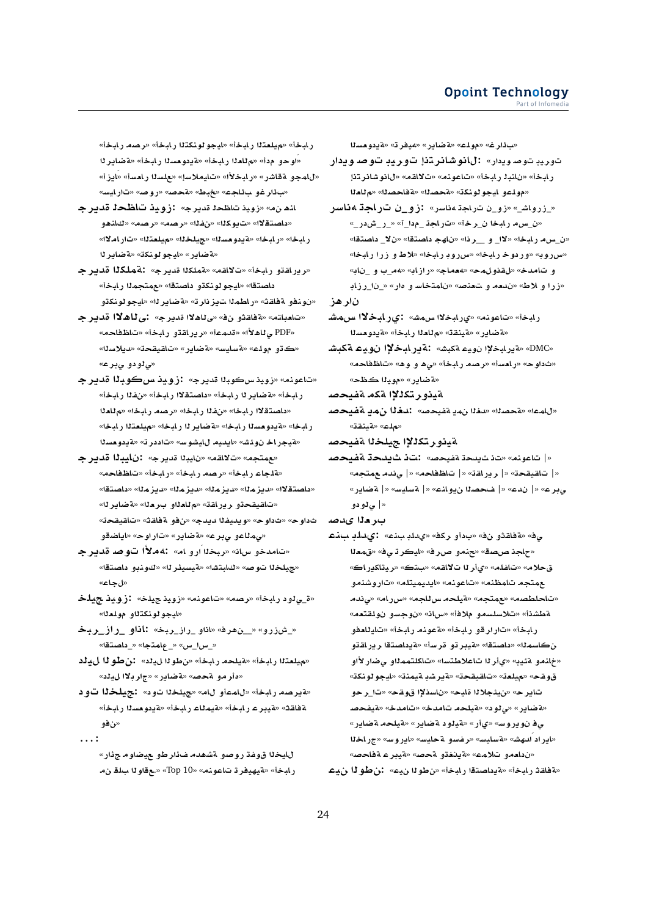«غرائب» «علوم» «رياضة» «ترفيه» «السعودية»

**راديو صوت بيروت إنترناشونال:** «إنترناشونال» «مقالات» «منوعات» «أخبار لبنان» «العالم» «الصحافة» «الصحة» «تكنولوجيا وعلوم»

**رسانة جراءت نـ_وز:** «_شاورز_» «رسانة جراءت نـ_وز» «آخر_ن أخبار رمس_ن» «_ردش_ر_» «اقتصاد _لان» «اقتصاد جهان» «انر__ و _الا» «أخبار رمس_ن» «أخبار» «أخبار ارز و طلا» «أخبار بورس» «بورس و خودرو» «بان_ و ب_مه» «بازار» «جامعه» «حملونقل» «خدمات و» «بازار_ا_ن» «راه و ساختمان» «صنعت» «معدن» «طلا و ارز»

**زهران**

**شمس الاخباري:** «شمس الاخباري» «منوعات» «أخبار السعودية» «أخبار العالم» «تقنية» «رياضة»

**شبكة عين الإخبارية:** «شبكة عين الإخبارية» «DMC» «محافظات» «هو و هي» «أخبار مصر» «أسرار» «حوادث» «حظك اليوم» «رياضة»

**صحيفة مكة الإلكترونية**

**صحيفة يمن الغد:** «صحيفة يمن الغد» «المحلية» «أعمال» «تقنية» «علوم»

**صحيفة الخليج الإلكترونية**

**صحيفة حديث نت:** «صحيفة حديث نت» «منوعات |» «مجتمع مدني |» «محافظات |» «تقارير |» «تحقيقات |» «رياضة |» «سياسة |» «نادي الصحف |» «عدن |» «عربي |» «دولي |»

**صدى العرب**

**عذبة بلدي:** «عذبة بلدي» «فكر وأدب» «فن وثقافة» «في العمق» «في تركيا» «شرق ومنح» «صفحات صحف» «كاريكاتير» «كتب» «مقالات الرأي» «ملفات» «ملاحق» «ومنشورات» «منوعات» «ملتيميديا» «منظمات مجتمع» «مدني» «مراسل» «مجالس محلية» «مجتمع» «مصطلحات» «انشطة» «سلسلات» «مقالات» «أفلام وسلسلات» «ناس» «ومقتبس» «وجون» «وفعاليات» «أخبار مقاومة» «أخبار وقرارات» «مناسبات» «اقتصادية» «أسرة وتربية» «والأرشيف» «الكتب» «تكنولوجيا» «أخبار أرشيف» «وأخبار الأرشيف» «أبحاث» «تنمية بشرية» «تحقيقات» «تعليم» «تكنولوجيا» «حقوق حر_ات» «حقوق الإنسان» «حياة الجيلين» «حريات» «خدمات» «خدمات محلية» «دولي» «صحفية» «رياضة محلية» «رياضة دولية» «رأي» «سوريون في» «الخارج» «سوريا» «سياسة» «سفر وطلاب» «رياضة» «صحافة عبرية» «صحة وتغذية» «علوم» «عدسة وثقافة»

**عين الوطن:** «عين الوطن» «أخبار اقتصادية» «أخبار ثقافة»

«أخبار مصر» «أخبار التكنولوجيا» «أخبار التعليم» «أخبار» «الرياضة» «أخبار السعودية» «أخبار العالم» «أمد وحو» «أزيا» «أسماء الجلسة» «الإسلاميات» «الأخبار» «رشاقة وجمال» «أسرار» «صحة» «طبخ» «عجائب وغرائب»

**جريدة الحظات زوين:** «جريدة الحظات زوين» «من هنا» «وعن الناس» «مصر» «مصر» «الفن» «الكويت» «الاستقلال» «الأمارات» «التعليم» «الخليج» «السعودية» «الأخبار» «الرياضة» «التكنولوجيا»

**جريدة المملكة:** «جريدة المملكة» «المقالات» «أخبار وتقارير» «أخبار المجتمع» «اقتصاد وتكنولوجيا» «تكنولوجيا» «الرياضة» «تاريخ الرياضة» «ثقافة وفنون»

**جريدة الأهالي:** «جريدة الأهالي» «فن وثقافة» «استثمارات» «محافظات» «أخبار وتقارير» «الأهالي» «PDF» «المبادئ» «تحقيقات» «سياسة» «رياضة» «علوم وتك» «عربي ودولي»

**جريدة الكويت زوين:** «جريدة الكويت زوين» «منوعات» «أخبار الفن» «أخبار الاستقلال» «أخبار الرياضة» «أخبار التعليم» «أخبار الفن» «أخبار مصر» «أخبار الاستقلال» «أخبار التعليم» «أخبار الرياضة» «أخبار السعودية» «ترددات» «مسلسلات» «شوف أخبار» «خارجية»

**جريدة الميدان:** «جريدة الميدان» «مقالات» «مجتمع» «أخبار» «أخبار مصر» «أخبار جامعة» «محافظات» «المرأة» «المرأة» «المرأة» «المرأة» «الاستقلال» «الرياضة» «العرب والعالم» «تقارير وتحقيقات» «تحقيقات» «وفنون» «جديد الفيديو» «حوادث» «عربي وعالمي» «رياضة» «وحوارات» «وقضايا»

**جريدة صوت الأمة:** «ماذا وراء الخبر» «ساخن المحادثات» «الاستثمار» «الرئيسية» «صوت الخليج» «وبنوك» «اقتصاد» «عاجل»

**خليج زوين:** «خليج زوين» «منوعات» «مصر» «أخبار دولي_ة» «العلوم والتكنولوجيا»

**خبر _راز_ واذا:** «خبر_راز_ واذا» «فره_ن_» «ورز_ش_» «اقتصاد_» «اجتماع_» «س_اس_»

**دليل الوطن:** «دليل الوطن» «أخبار محلية» «أخبار التعليم» «برلمانية» «حصاد» «رياضة» «مرأة»

**دوت الخليج:** «دوت الخليج» «مال وأعمال» «أخبار مصرية» «أخبار السعودية» «أخبار عالمية» «أخبار عربية» «ثقافة» «وفن»

**...:**

«راجح موضوعات المقر بعض قصص» «أخبار ترفيهية» «Top 10» «من قلب الواقع».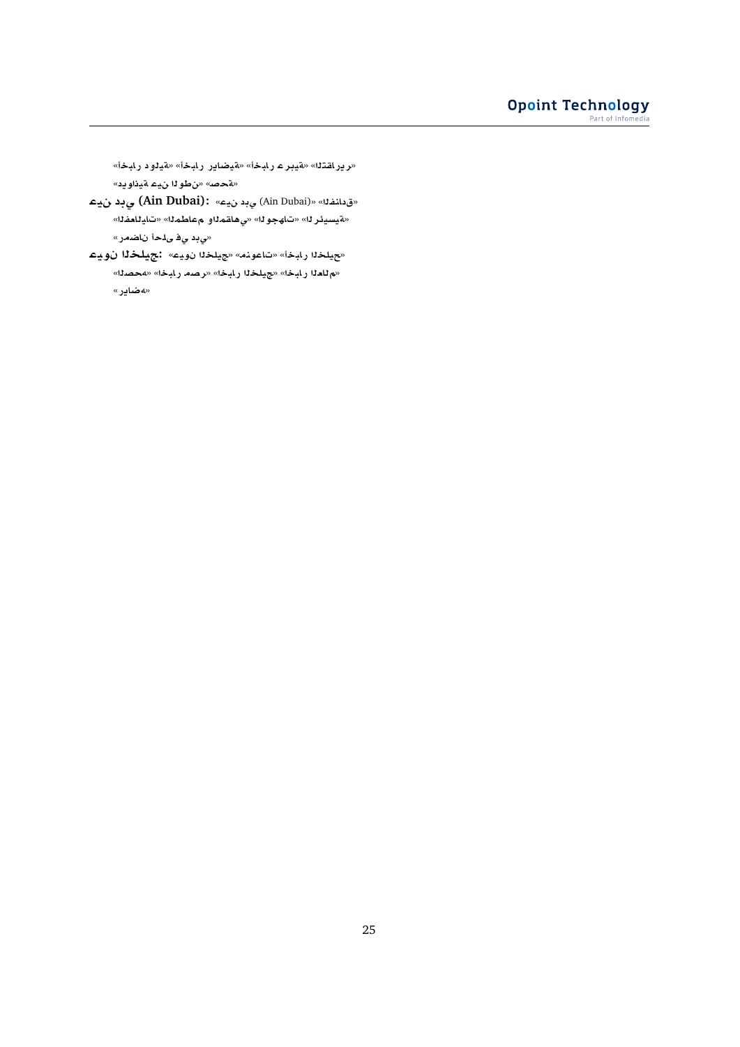«أخبار دولية» «أخبار رياضية» «أخبار عربية» «التقارير»
«ديوانية عين الوطن» «صحة»

**عين دبي (Ain Dubai):** «عين دبي (Ain Dubai)» «الفنادق»
«الفعاليات» «المطاعم والمقاهي» «الوجهات» «الرئيسية»
«رمضان أحلى في دبي»

**عيون الخليج:** «عيون الخليج» «منوعات» «أخبار الخليج»
«الصحه» «اخبار مصر» «اخبار الخليج» «اخبار العالم»
«رياضه»